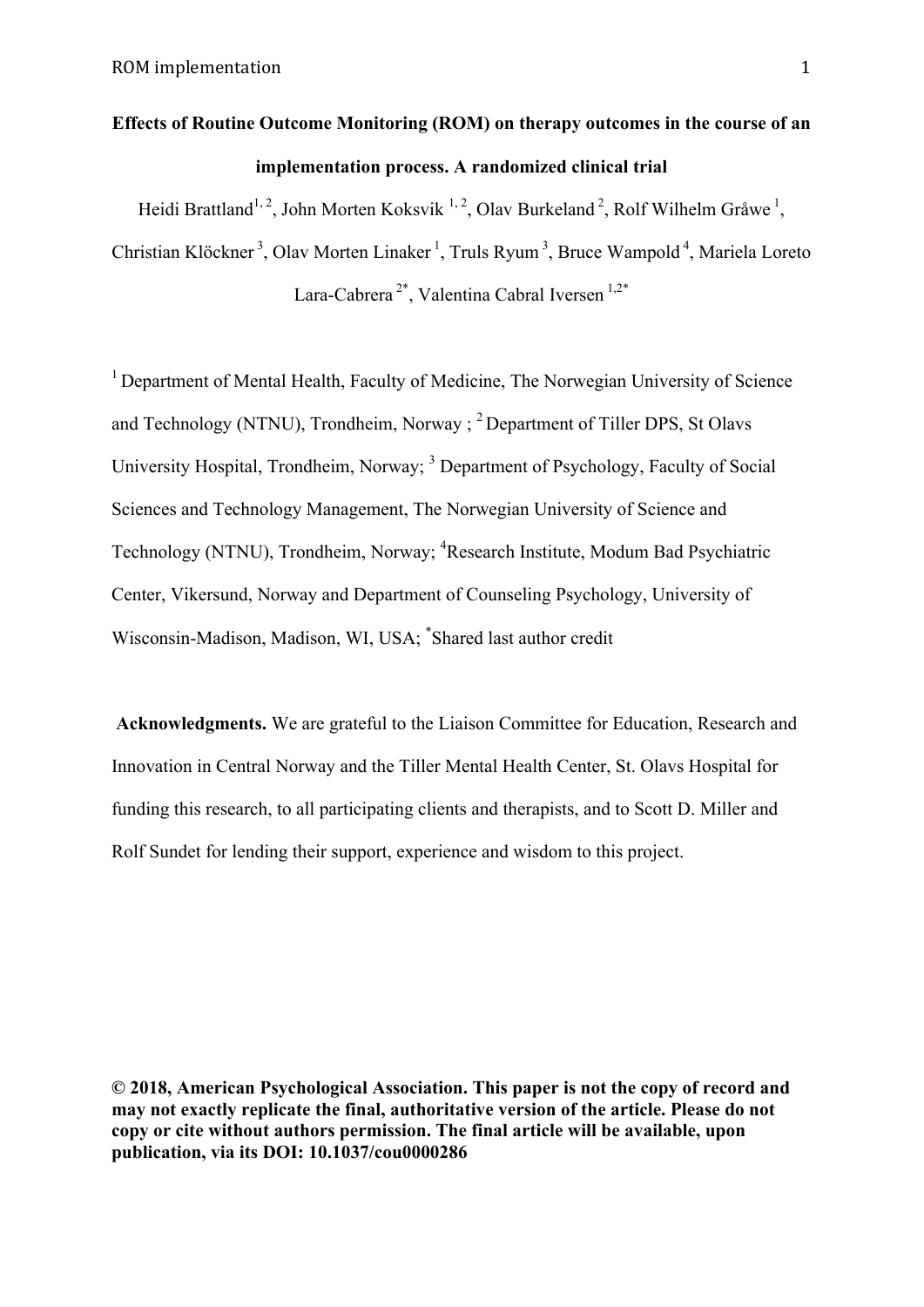# Effects of Routine Outcome Monitoring (ROM) on therapy outcomes in the course of an implementation process. A randomized clinical trial

Heidi Brattland[1, 2], John Morten Koksvik [1, 2], Olav Burkeland[2], Rolf Wilhelm Gråwe[1], Christian Klöckner[3], Olav Morten Linaker[1], Truls Ryum[3], Bruce Wampold[4], Mariela Loreto Lara-Cabrera[2*], Valentina Cabral Iversen[1,2*]

[1] Department of Mental Health, Faculty of Medicine, The Norwegian University of Science and Technology (NTNU), Trondheim, Norway ; [2] Department of Tiller DPS, St Olavs University Hospital, Trondheim, Norway; [3] Department of Psychology, Faculty of Social Sciences and Technology Management, The Norwegian University of Science and Technology (NTNU), Trondheim, Norway; [4] Research Institute, Modum Bad Psychiatric Center, Vikersund, Norway and Department of Counseling Psychology, University of Wisconsin-Madison, Madison, WI, USA; [*] Shared last author credit

**Acknowledgments.** We are grateful to the Liaison Committee for Education, Research and Innovation in Central Norway and the Tiller Mental Health Center, St. Olavs Hospital for funding this research, to all participating clients and therapists, and to Scott D. Miller and Rolf Sundet for lending their support, experience and wisdom to this project.

**© 2018, American Psychological Association. This paper is not the copy of record and may not exactly replicate the final, authoritative version of the article. Please do not copy or cite without authors permission. The final article will be available, upon publication, via its DOI: 10.1037/cou0000286**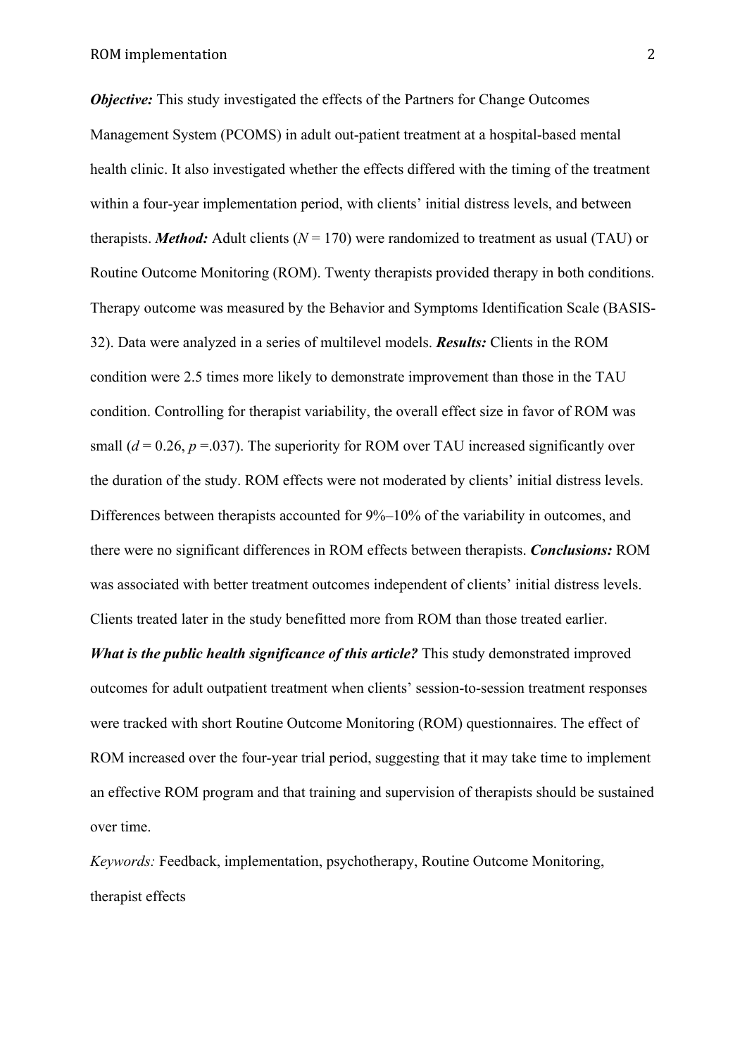***Objective:*** This study investigated the effects of the Partners for Change Outcomes Management System (PCOMS) in adult out-patient treatment at a hospital-based mental health clinic. It also investigated whether the effects differed with the timing of the treatment within a four-year implementation period, with clients' initial distress levels, and between therapists. ***Method:*** Adult clients ($N = 170$) were randomized to treatment as usual (TAU) or Routine Outcome Monitoring (ROM). Twenty therapists provided therapy in both conditions. Therapy outcome was measured by the Behavior and Symptoms Identification Scale (BASIS-32). Data were analyzed in a series of multilevel models. ***Results:*** Clients in the ROM condition were 2.5 times more likely to demonstrate improvement than those in the TAU condition. Controlling for therapist variability, the overall effect size in favor of ROM was small ($d = 0.26$, $p = .037$). The superiority for ROM over TAU increased significantly over the duration of the study. ROM effects were not moderated by clients' initial distress levels. Differences between therapists accounted for 9%–10% of the variability in outcomes, and there were no significant differences in ROM effects between therapists. ***Conclusions:*** ROM was associated with better treatment outcomes independent of clients' initial distress levels. Clients treated later in the study benefitted more from ROM than those treated earlier.

***What is the public health significance of this article?*** This study demonstrated improved outcomes for adult outpatient treatment when clients' session-to-session treatment responses were tracked with short Routine Outcome Monitoring (ROM) questionnaires. The effect of ROM increased over the four-year trial period, suggesting that it may take time to implement an effective ROM program and that training and supervision of therapists should be sustained over time.

*Keywords:* Feedback, implementation, psychotherapy, Routine Outcome Monitoring, therapist effects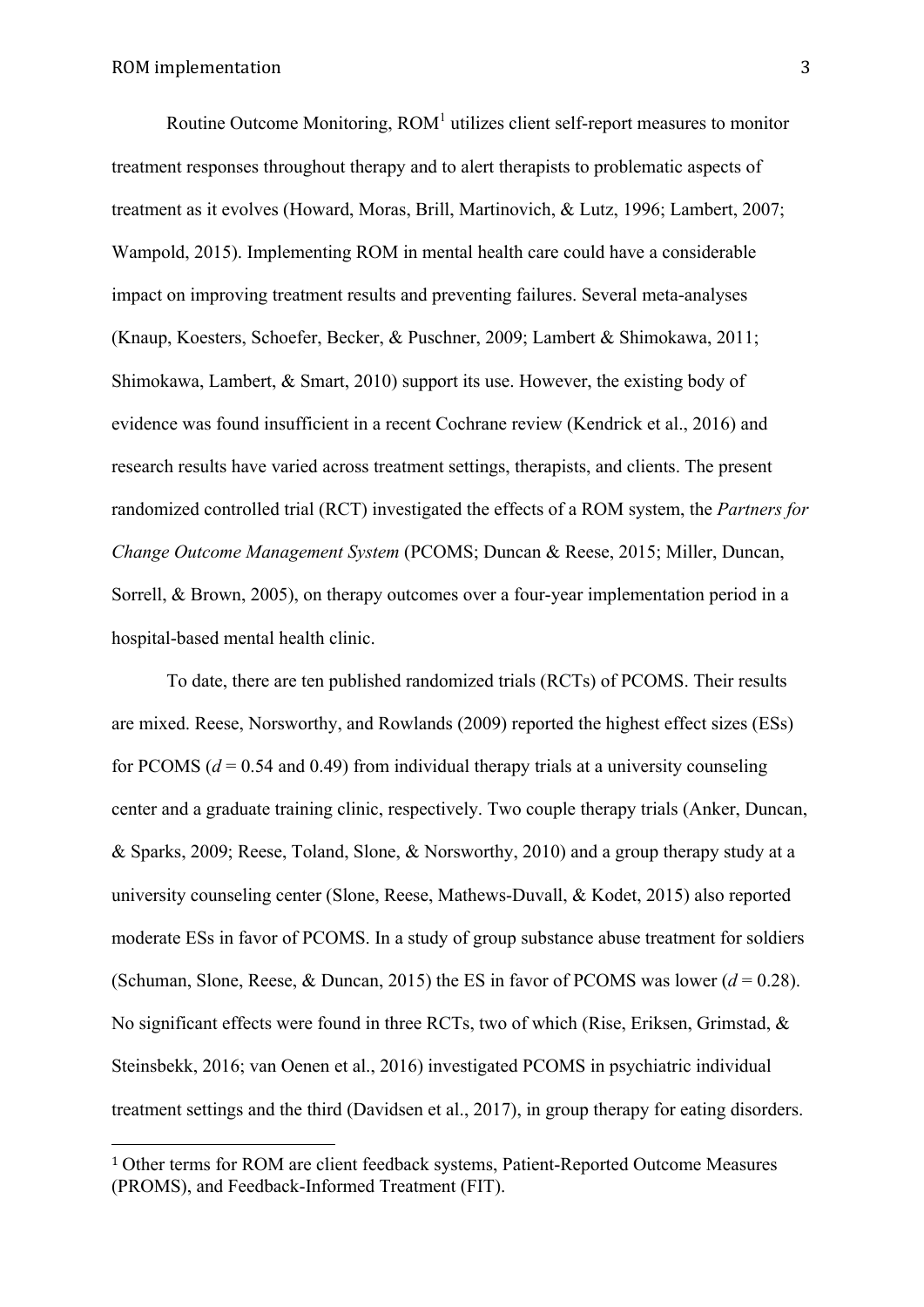Routine Outcome Monitoring, ROM[1] utilizes client self-report measures to monitor treatment responses throughout therapy and to alert therapists to problematic aspects of treatment as it evolves (Howard, Moras, Brill, Martinovich, & Lutz, 1996; Lambert, 2007; Wampold, 2015). Implementing ROM in mental health care could have a considerable impact on improving treatment results and preventing failures. Several meta-analyses (Knaup, Koesters, Schoefer, Becker, & Puschner, 2009; Lambert & Shimokawa, 2011; Shimokawa, Lambert, & Smart, 2010) support its use. However, the existing body of evidence was found insufficient in a recent Cochrane review (Kendrick et al., 2016) and research results have varied across treatment settings, therapists, and clients. The present randomized controlled trial (RCT) investigated the effects of a ROM system, the *Partners for Change Outcome Management System* (PCOMS; Duncan & Reese, 2015; Miller, Duncan, Sorrell, & Brown, 2005), on therapy outcomes over a four-year implementation period in a hospital-based mental health clinic.

To date, there are ten published randomized trials (RCTs) of PCOMS. Their results are mixed. Reese, Norsworthy, and Rowlands (2009) reported the highest effect sizes (ESs) for PCOMS ($d$ = 0.54 and 0.49) from individual therapy trials at a university counseling center and a graduate training clinic, respectively. Two couple therapy trials (Anker, Duncan, & Sparks, 2009; Reese, Toland, Slone, & Norsworthy, 2010) and a group therapy study at a university counseling center (Slone, Reese, Mathews-Duvall, & Kodet, 2015) also reported moderate ESs in favor of PCOMS. In a study of group substance abuse treatment for soldiers (Schuman, Slone, Reese, & Duncan, 2015) the ES in favor of PCOMS was lower ($d$ = 0.28). No significant effects were found in three RCTs, two of which (Rise, Eriksen, Grimstad, & Steinsbekk, 2016; van Oenen et al., 2016) investigated PCOMS in psychiatric individual treatment settings and the third (Davidsen et al., 2017), in group therapy for eating disorders.

[1] Other terms for ROM are client feedback systems, Patient-Reported Outcome Measures (PROMS), and Feedback-Informed Treatment (FIT).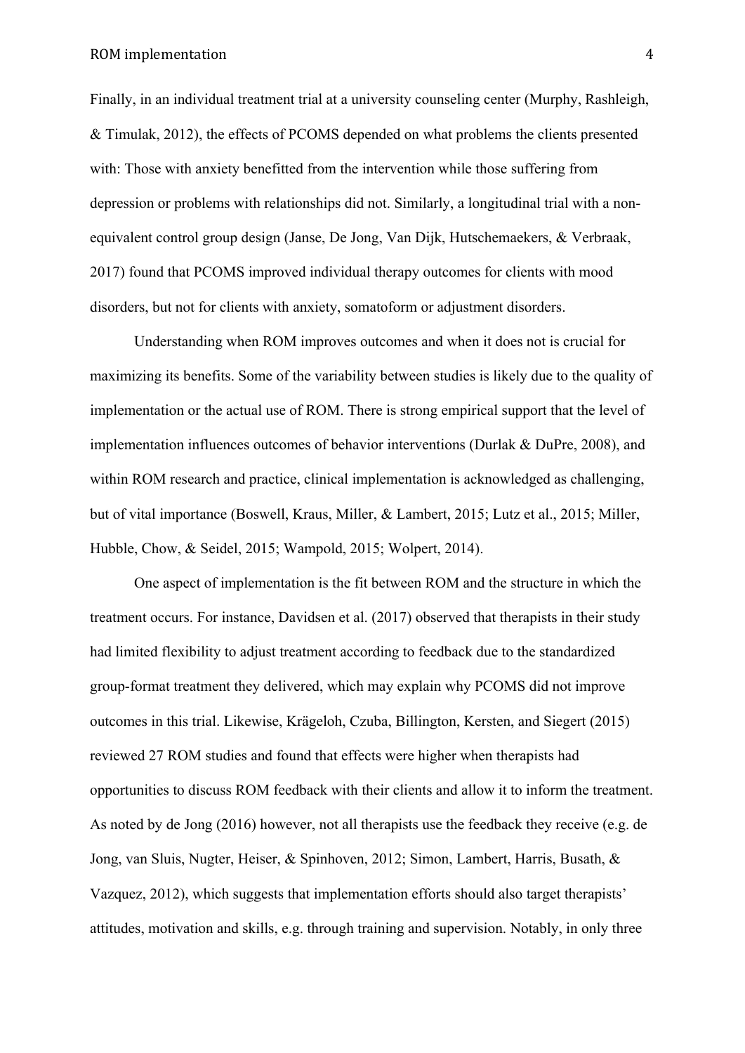Finally, in an individual treatment trial at a university counseling center (Murphy, Rashleigh, & Timulak, 2012), the effects of PCOMS depended on what problems the clients presented with: Those with anxiety benefitted from the intervention while those suffering from depression or problems with relationships did not. Similarly, a longitudinal trial with a non-equivalent control group design (Janse, De Jong, Van Dijk, Hutschemaekers, & Verbraak, 2017) found that PCOMS improved individual therapy outcomes for clients with mood disorders, but not for clients with anxiety, somatoform or adjustment disorders.

Understanding when ROM improves outcomes and when it does not is crucial for maximizing its benefits. Some of the variability between studies is likely due to the quality of implementation or the actual use of ROM. There is strong empirical support that the level of implementation influences outcomes of behavior interventions (Durlak & DuPre, 2008), and within ROM research and practice, clinical implementation is acknowledged as challenging, but of vital importance (Boswell, Kraus, Miller, & Lambert, 2015; Lutz et al., 2015; Miller, Hubble, Chow, & Seidel, 2015; Wampold, 2015; Wolpert, 2014).

One aspect of implementation is the fit between ROM and the structure in which the treatment occurs. For instance, Davidsen et al. (2017) observed that therapists in their study had limited flexibility to adjust treatment according to feedback due to the standardized group-format treatment they delivered, which may explain why PCOMS did not improve outcomes in this trial. Likewise, Krägeloh, Czuba, Billington, Kersten, and Siegert (2015) reviewed 27 ROM studies and found that effects were higher when therapists had opportunities to discuss ROM feedback with their clients and allow it to inform the treatment. As noted by de Jong (2016) however, not all therapists use the feedback they receive (e.g. de Jong, van Sluis, Nugter, Heiser, & Spinhoven, 2012; Simon, Lambert, Harris, Busath, & Vazquez, 2012), which suggests that implementation efforts should also target therapists' attitudes, motivation and skills, e.g. through training and supervision. Notably, in only three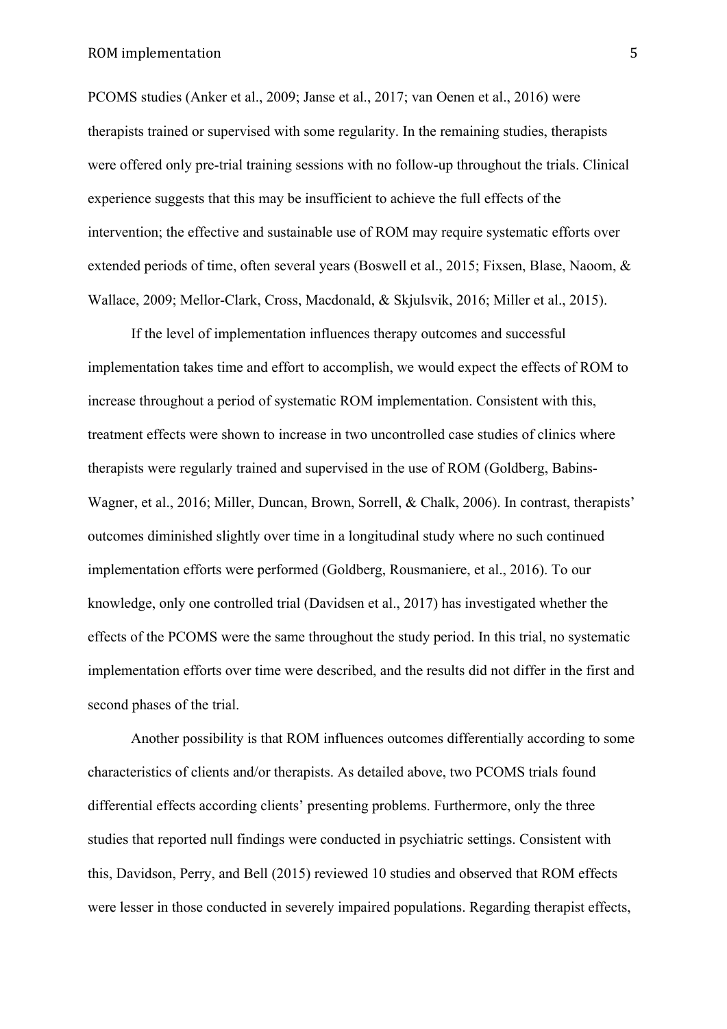PCOMS studies (Anker et al., 2009; Janse et al., 2017; van Oenen et al., 2016) were therapists trained or supervised with some regularity. In the remaining studies, therapists were offered only pre-trial training sessions with no follow-up throughout the trials. Clinical experience suggests that this may be insufficient to achieve the full effects of the intervention; the effective and sustainable use of ROM may require systematic efforts over extended periods of time, often several years (Boswell et al., 2015; Fixsen, Blase, Naoom, & Wallace, 2009; Mellor-Clark, Cross, Macdonald, & Skjulsvik, 2016; Miller et al., 2015).

If the level of implementation influences therapy outcomes and successful implementation takes time and effort to accomplish, we would expect the effects of ROM to increase throughout a period of systematic ROM implementation. Consistent with this, treatment effects were shown to increase in two uncontrolled case studies of clinics where therapists were regularly trained and supervised in the use of ROM (Goldberg, Babins-Wagner, et al., 2016; Miller, Duncan, Brown, Sorrell, & Chalk, 2006). In contrast, therapists' outcomes diminished slightly over time in a longitudinal study where no such continued implementation efforts were performed (Goldberg, Rousmaniere, et al., 2016). To our knowledge, only one controlled trial (Davidsen et al., 2017) has investigated whether the effects of the PCOMS were the same throughout the study period. In this trial, no systematic implementation efforts over time were described, and the results did not differ in the first and second phases of the trial.

Another possibility is that ROM influences outcomes differentially according to some characteristics of clients and/or therapists. As detailed above, two PCOMS trials found differential effects according clients' presenting problems. Furthermore, only the three studies that reported null findings were conducted in psychiatric settings. Consistent with this, Davidson, Perry, and Bell (2015) reviewed 10 studies and observed that ROM effects were lesser in those conducted in severely impaired populations. Regarding therapist effects,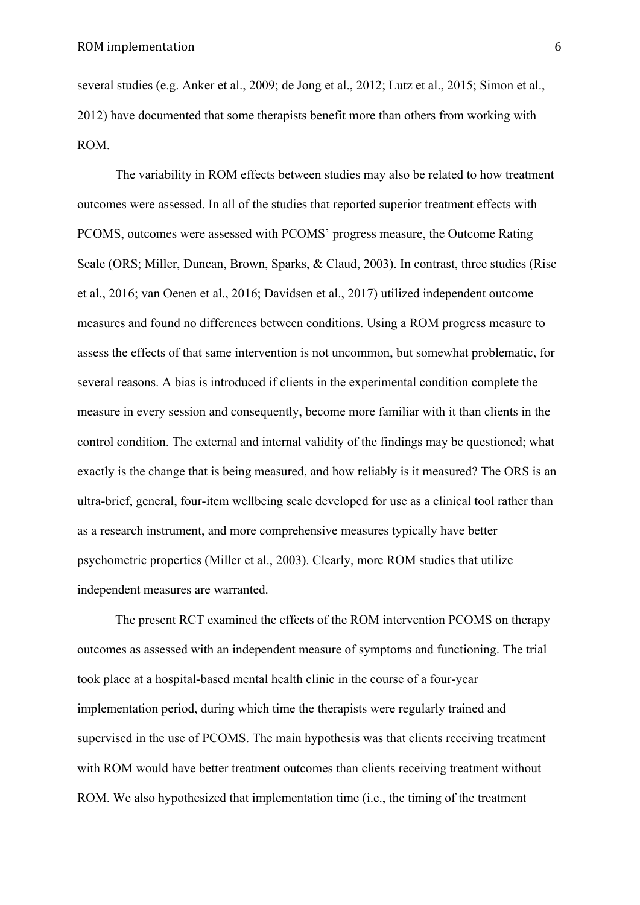several studies (e.g. Anker et al., 2009; de Jong et al., 2012; Lutz et al., 2015; Simon et al., 2012) have documented that some therapists benefit more than others from working with ROM.

The variability in ROM effects between studies may also be related to how treatment outcomes were assessed. In all of the studies that reported superior treatment effects with PCOMS, outcomes were assessed with PCOMS' progress measure, the Outcome Rating Scale (ORS; Miller, Duncan, Brown, Sparks, & Claud, 2003). In contrast, three studies (Rise et al., 2016; van Oenen et al., 2016; Davidsen et al., 2017) utilized independent outcome measures and found no differences between conditions. Using a ROM progress measure to assess the effects of that same intervention is not uncommon, but somewhat problematic, for several reasons. A bias is introduced if clients in the experimental condition complete the measure in every session and consequently, become more familiar with it than clients in the control condition. The external and internal validity of the findings may be questioned; what exactly is the change that is being measured, and how reliably is it measured? The ORS is an ultra-brief, general, four-item wellbeing scale developed for use as a clinical tool rather than as a research instrument, and more comprehensive measures typically have better psychometric properties (Miller et al., 2003). Clearly, more ROM studies that utilize independent measures are warranted.

The present RCT examined the effects of the ROM intervention PCOMS on therapy outcomes as assessed with an independent measure of symptoms and functioning. The trial took place at a hospital-based mental health clinic in the course of a four-year implementation period, during which time the therapists were regularly trained and supervised in the use of PCOMS. The main hypothesis was that clients receiving treatment with ROM would have better treatment outcomes than clients receiving treatment without ROM. We also hypothesized that implementation time (i.e., the timing of the treatment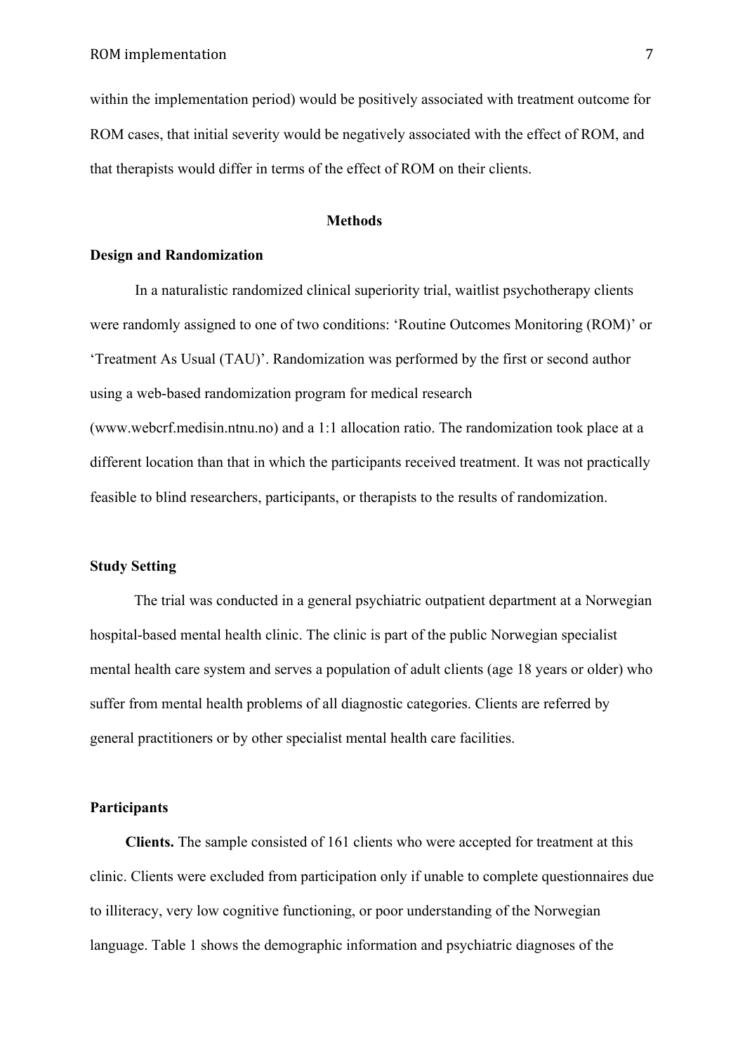within the implementation period) would be positively associated with treatment outcome for ROM cases, that initial severity would be negatively associated with the effect of ROM, and that therapists would differ in terms of the effect of ROM on their clients.

## Methods

### Design and Randomization

In a naturalistic randomized clinical superiority trial, waitlist psychotherapy clients were randomly assigned to one of two conditions: 'Routine Outcomes Monitoring (ROM)' or 'Treatment As Usual (TAU)'. Randomization was performed by the first or second author using a web-based randomization program for medical research (www.webcrf.medisin.ntnu.no) and a 1:1 allocation ratio. The randomization took place at a different location than that in which the participants received treatment. It was not practically feasible to blind researchers, participants, or therapists to the results of randomization.

### Study Setting

The trial was conducted in a general psychiatric outpatient department at a Norwegian hospital-based mental health clinic. The clinic is part of the public Norwegian specialist mental health care system and serves a population of adult clients (age 18 years or older) who suffer from mental health problems of all diagnostic categories. Clients are referred by general practitioners or by other specialist mental health care facilities.

### Participants

**Clients.** The sample consisted of 161 clients who were accepted for treatment at this clinic. Clients were excluded from participation only if unable to complete questionnaires due to illiteracy, very low cognitive functioning, or poor understanding of the Norwegian language. Table 1 shows the demographic information and psychiatric diagnoses of the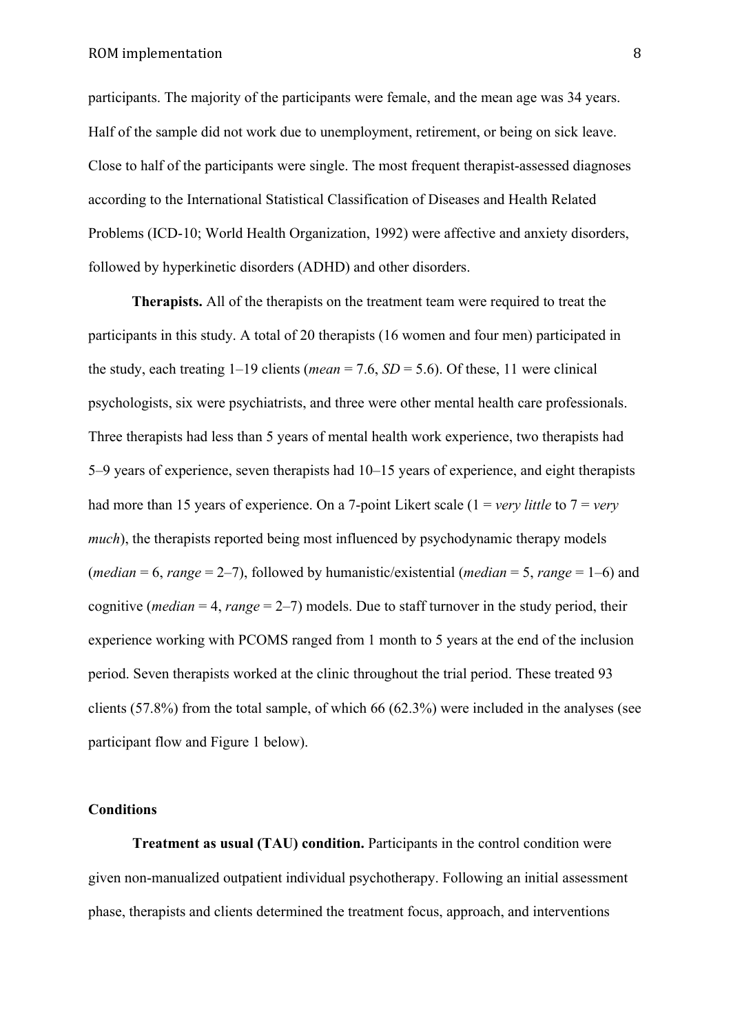participants. The majority of the participants were female, and the mean age was 34 years. Half of the sample did not work due to unemployment, retirement, or being on sick leave. Close to half of the participants were single. The most frequent therapist-assessed diagnoses according to the International Statistical Classification of Diseases and Health Related Problems (ICD-10; World Health Organization, 1992) were affective and anxiety disorders, followed by hyperkinetic disorders (ADHD) and other disorders.

**Therapists.** All of the therapists on the treatment team were required to treat the participants in this study. A total of 20 therapists (16 women and four men) participated in the study, each treating 1–19 clients (*mean* = 7.6, *SD* = 5.6). Of these, 11 were clinical psychologists, six were psychiatrists, and three were other mental health care professionals. Three therapists had less than 5 years of mental health work experience, two therapists had 5–9 years of experience, seven therapists had 10–15 years of experience, and eight therapists had more than 15 years of experience. On a 7-point Likert scale (1 = *very little* to 7 = *very much*), the therapists reported being most influenced by psychodynamic therapy models (*median* = 6, *range* = 2–7), followed by humanistic/existential (*median* = 5, *range* = 1–6) and cognitive (*median* = 4, *range* = 2–7) models. Due to staff turnover in the study period, their experience working with PCOMS ranged from 1 month to 5 years at the end of the inclusion period. Seven therapists worked at the clinic throughout the trial period. These treated 93 clients (57.8%) from the total sample, of which 66 (62.3%) were included in the analyses (see participant flow and Figure 1 below).

### Conditions

**Treatment as usual (TAU) condition.** Participants in the control condition were given non-manualized outpatient individual psychotherapy. Following an initial assessment phase, therapists and clients determined the treatment focus, approach, and interventions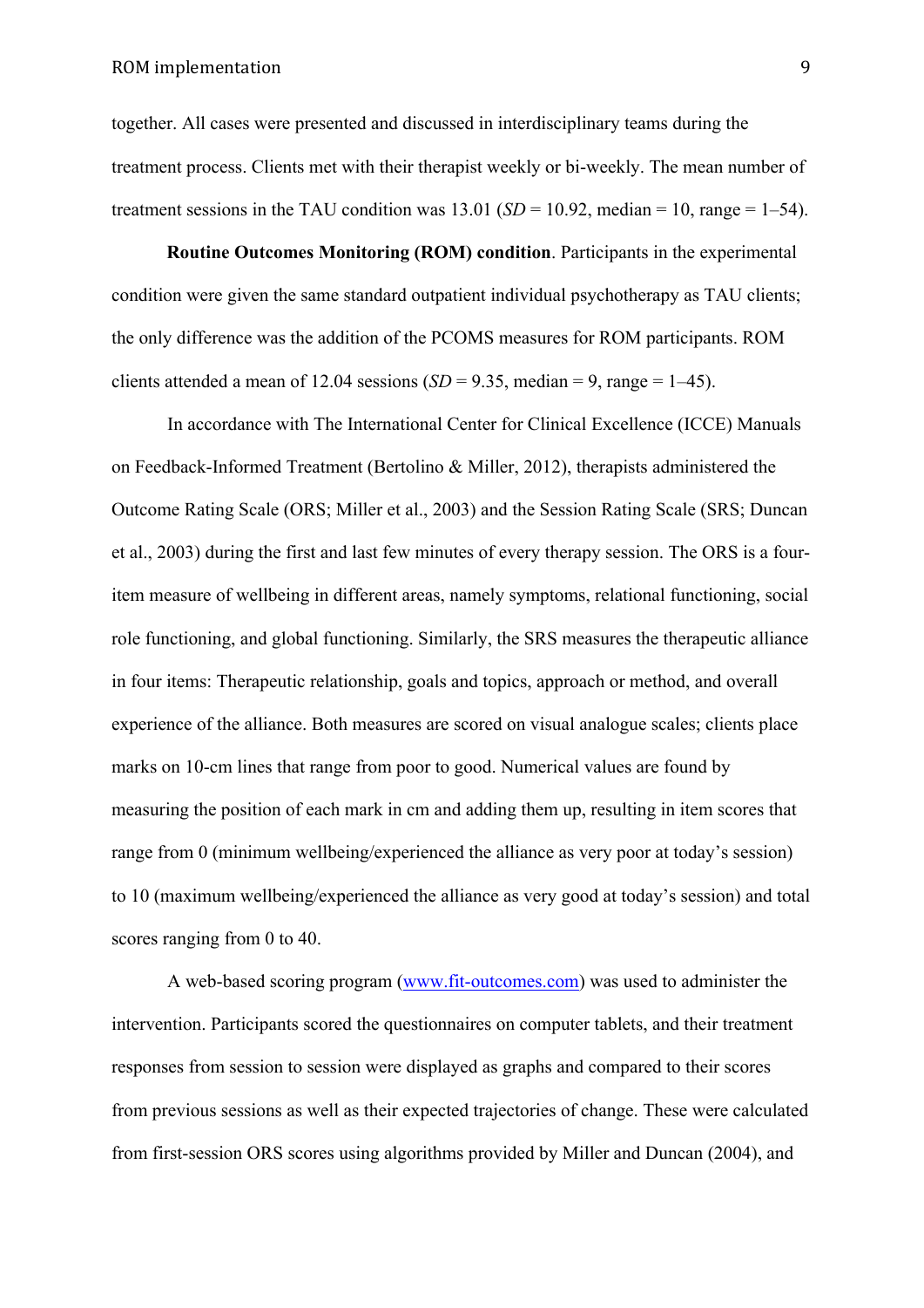together. All cases were presented and discussed in interdisciplinary teams during the treatment process. Clients met with their therapist weekly or bi-weekly. The mean number of treatment sessions in the TAU condition was 13.01 (*SD* = 10.92, median = 10, range = 1–54).

**Routine Outcomes Monitoring (ROM) condition**. Participants in the experimental condition were given the same standard outpatient individual psychotherapy as TAU clients; the only difference was the addition of the PCOMS measures for ROM participants. ROM clients attended a mean of 12.04 sessions (*SD* = 9.35, median = 9, range = 1–45).

In accordance with The International Center for Clinical Excellence (ICCE) Manuals on Feedback-Informed Treatment (Bertolino & Miller, 2012), therapists administered the Outcome Rating Scale (ORS; Miller et al., 2003) and the Session Rating Scale (SRS; Duncan et al., 2003) during the first and last few minutes of every therapy session. The ORS is a four-item measure of wellbeing in different areas, namely symptoms, relational functioning, social role functioning, and global functioning. Similarly, the SRS measures the therapeutic alliance in four items: Therapeutic relationship, goals and topics, approach or method, and overall experience of the alliance. Both measures are scored on visual analogue scales; clients place marks on 10-cm lines that range from poor to good. Numerical values are found by measuring the position of each mark in cm and adding them up, resulting in item scores that range from 0 (minimum wellbeing/experienced the alliance as very poor at today's session) to 10 (maximum wellbeing/experienced the alliance as very good at today's session) and total scores ranging from 0 to 40.

A web-based scoring program ([www.fit-outcomes.com](www.fit-outcomes.com)) was used to administer the intervention. Participants scored the questionnaires on computer tablets, and their treatment responses from session to session were displayed as graphs and compared to their scores from previous sessions as well as their expected trajectories of change. These were calculated from first-session ORS scores using algorithms provided by Miller and Duncan (2004), and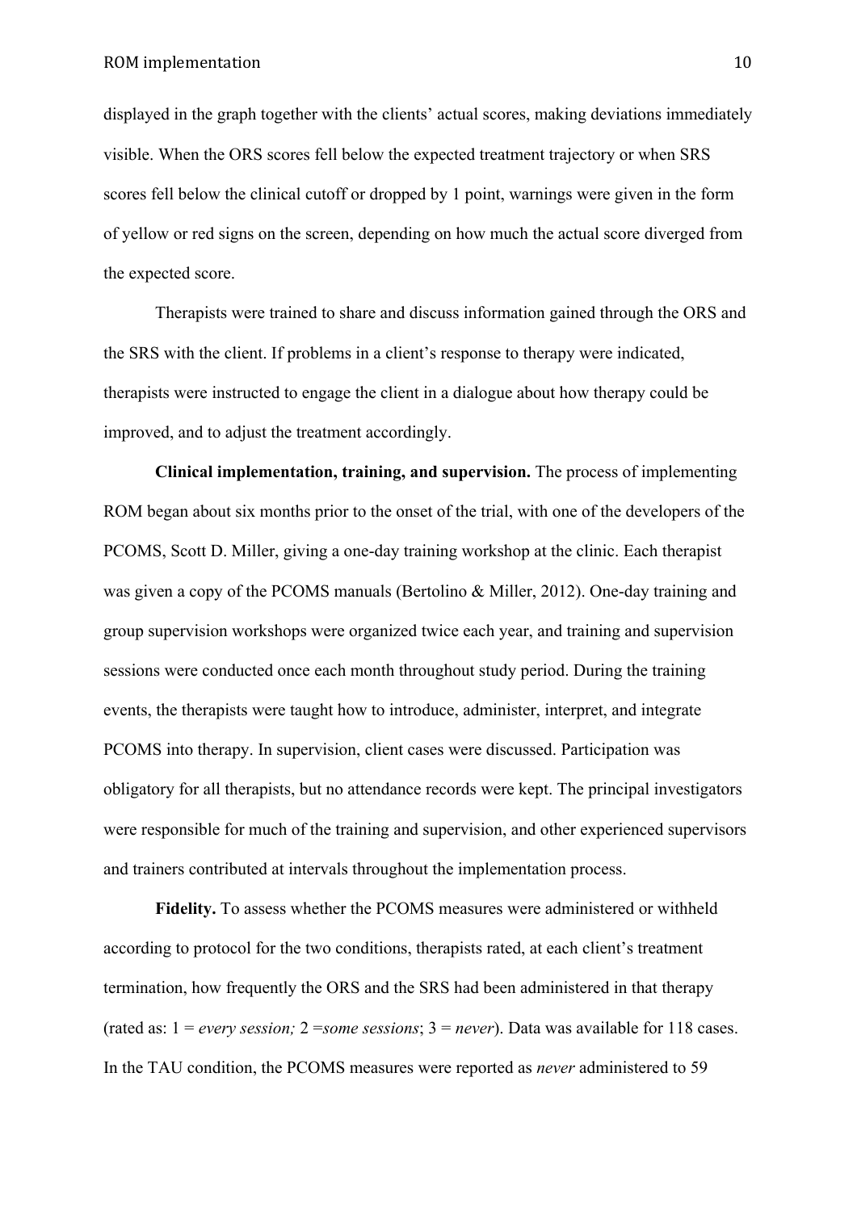displayed in the graph together with the clients' actual scores, making deviations immediately visible. When the ORS scores fell below the expected treatment trajectory or when SRS scores fell below the clinical cutoff or dropped by 1 point, warnings were given in the form of yellow or red signs on the screen, depending on how much the actual score diverged from the expected score.

Therapists were trained to share and discuss information gained through the ORS and the SRS with the client. If problems in a client's response to therapy were indicated, therapists were instructed to engage the client in a dialogue about how therapy could be improved, and to adjust the treatment accordingly.

**Clinical implementation, training, and supervision.** The process of implementing ROM began about six months prior to the onset of the trial, with one of the developers of the PCOMS, Scott D. Miller, giving a one-day training workshop at the clinic. Each therapist was given a copy of the PCOMS manuals (Bertolino & Miller, 2012). One-day training and group supervision workshops were organized twice each year, and training and supervision sessions were conducted once each month throughout study period. During the training events, the therapists were taught how to introduce, administer, interpret, and integrate PCOMS into therapy. In supervision, client cases were discussed. Participation was obligatory for all therapists, but no attendance records were kept. The principal investigators were responsible for much of the training and supervision, and other experienced supervisors and trainers contributed at intervals throughout the implementation process.

**Fidelity.** To assess whether the PCOMS measures were administered or withheld according to protocol for the two conditions, therapists rated, at each client's treatment termination, how frequently the ORS and the SRS had been administered in that therapy (rated as: 1 = *every session;* 2 =*some sessions*; 3 = *never*). Data was available for 118 cases. In the TAU condition, the PCOMS measures were reported as *never* administered to 59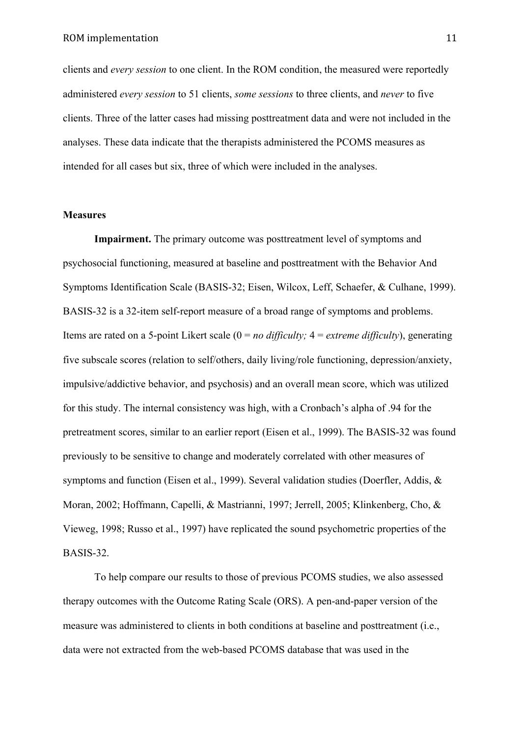clients and *every session* to one client. In the ROM condition, the measured were reportedly administered *every session* to 51 clients, *some sessions* to three clients, and *never* to five clients. Three of the latter cases had missing posttreatment data and were not included in the analyses. These data indicate that the therapists administered the PCOMS measures as intended for all cases but six, three of which were included in the analyses.

## Measures

**Impairment.** The primary outcome was posttreatment level of symptoms and psychosocial functioning, measured at baseline and posttreatment with the Behavior And Symptoms Identification Scale (BASIS-32; Eisen, Wilcox, Leff, Schaefer, & Culhane, 1999). BASIS-32 is a 32-item self-report measure of a broad range of symptoms and problems. Items are rated on a 5-point Likert scale (0 = *no difficulty;* 4 = *extreme difficulty*), generating five subscale scores (relation to self/others, daily living/role functioning, depression/anxiety, impulsive/addictive behavior, and psychosis) and an overall mean score, which was utilized for this study. The internal consistency was high, with a Cronbach's alpha of .94 for the pretreatment scores, similar to an earlier report (Eisen et al., 1999). The BASIS-32 was found previously to be sensitive to change and moderately correlated with other measures of symptoms and function (Eisen et al., 1999). Several validation studies (Doerfler, Addis, & Moran, 2002; Hoffmann, Capelli, & Mastrianni, 1997; Jerrell, 2005; Klinkenberg, Cho, & Vieweg, 1998; Russo et al., 1997) have replicated the sound psychometric properties of the BASIS-32.

To help compare our results to those of previous PCOMS studies, we also assessed therapy outcomes with the Outcome Rating Scale (ORS). A pen-and-paper version of the measure was administered to clients in both conditions at baseline and posttreatment (i.e., data were not extracted from the web-based PCOMS database that was used in the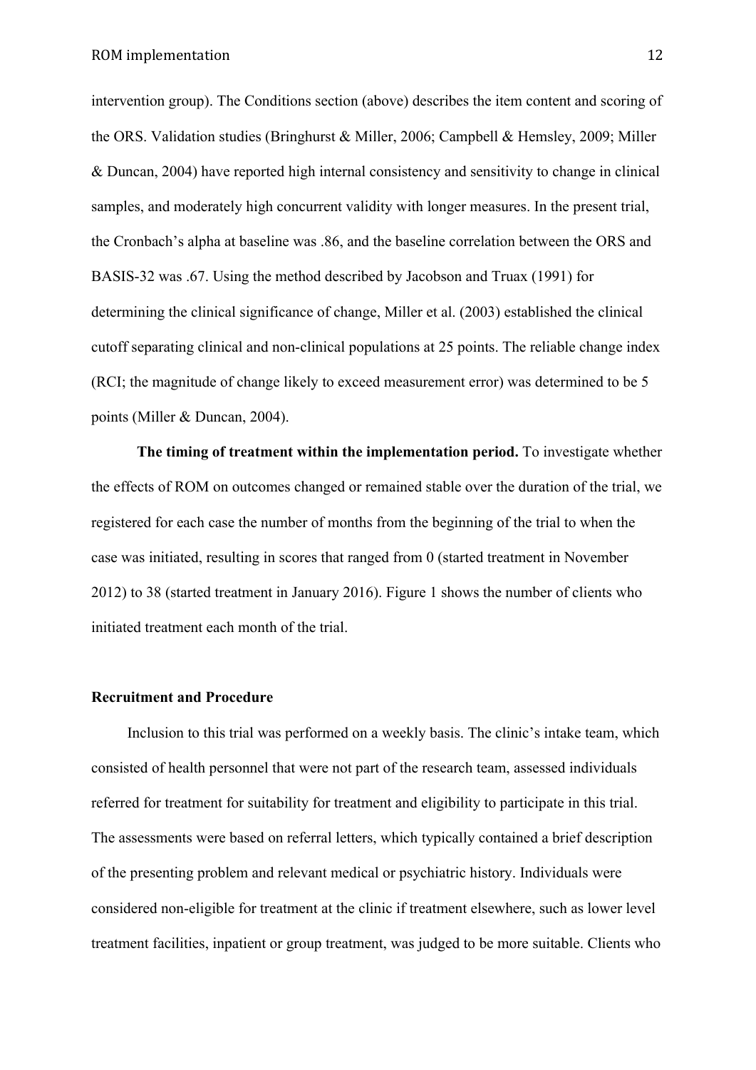intervention group). The Conditions section (above) describes the item content and scoring of the ORS. Validation studies (Bringhurst & Miller, 2006; Campbell & Hemsley, 2009; Miller & Duncan, 2004) have reported high internal consistency and sensitivity to change in clinical samples, and moderately high concurrent validity with longer measures. In the present trial, the Cronbach's alpha at baseline was .86, and the baseline correlation between the ORS and BASIS-32 was .67. Using the method described by Jacobson and Truax (1991) for determining the clinical significance of change, Miller et al. (2003) established the clinical cutoff separating clinical and non-clinical populations at 25 points. The reliable change index (RCI; the magnitude of change likely to exceed measurement error) was determined to be 5 points (Miller & Duncan, 2004).

**The timing of treatment within the implementation period.** To investigate whether the effects of ROM on outcomes changed or remained stable over the duration of the trial, we registered for each case the number of months from the beginning of the trial to when the case was initiated, resulting in scores that ranged from 0 (started treatment in November 2012) to 38 (started treatment in January 2016). Figure 1 shows the number of clients who initiated treatment each month of the trial.

### Recruitment and Procedure

Inclusion to this trial was performed on a weekly basis. The clinic's intake team, which consisted of health personnel that were not part of the research team, assessed individuals referred for treatment for suitability for treatment and eligibility to participate in this trial. The assessments were based on referral letters, which typically contained a brief description of the presenting problem and relevant medical or psychiatric history. Individuals were considered non-eligible for treatment at the clinic if treatment elsewhere, such as lower level treatment facilities, inpatient or group treatment, was judged to be more suitable. Clients who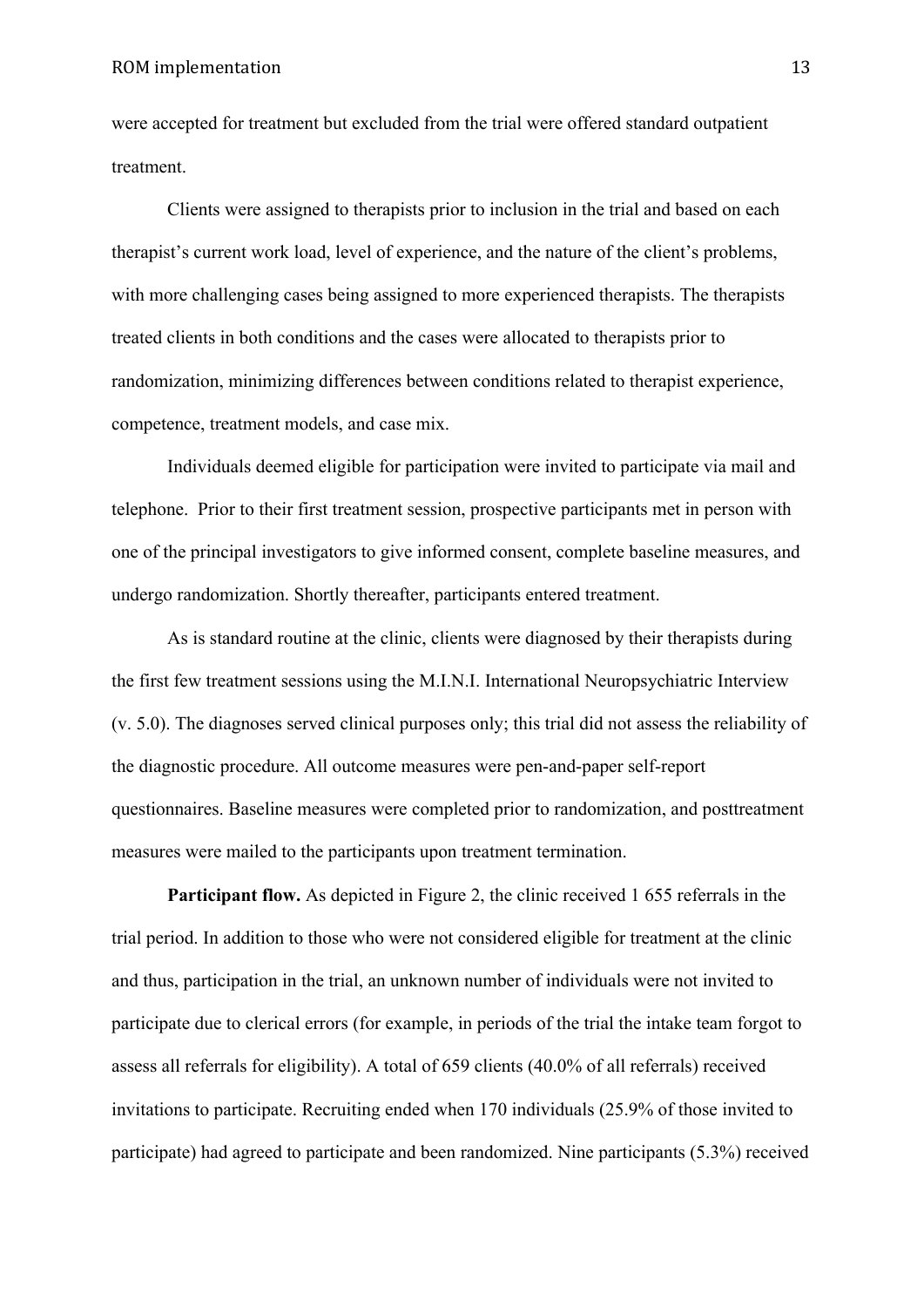were accepted for treatment but excluded from the trial were offered standard outpatient treatment.

Clients were assigned to therapists prior to inclusion in the trial and based on each therapist's current work load, level of experience, and the nature of the client's problems, with more challenging cases being assigned to more experienced therapists. The therapists treated clients in both conditions and the cases were allocated to therapists prior to randomization, minimizing differences between conditions related to therapist experience, competence, treatment models, and case mix.

Individuals deemed eligible for participation were invited to participate via mail and telephone. Prior to their first treatment session, prospective participants met in person with one of the principal investigators to give informed consent, complete baseline measures, and undergo randomization. Shortly thereafter, participants entered treatment.

As is standard routine at the clinic, clients were diagnosed by their therapists during the first few treatment sessions using the M.I.N.I. International Neuropsychiatric Interview (v. 5.0). The diagnoses served clinical purposes only; this trial did not assess the reliability of the diagnostic procedure. All outcome measures were pen-and-paper self-report questionnaires. Baseline measures were completed prior to randomization, and posttreatment measures were mailed to the participants upon treatment termination.

**Participant flow.** As depicted in Figure 2, the clinic received 1 655 referrals in the trial period. In addition to those who were not considered eligible for treatment at the clinic and thus, participation in the trial, an unknown number of individuals were not invited to participate due to clerical errors (for example, in periods of the trial the intake team forgot to assess all referrals for eligibility). A total of 659 clients (40.0% of all referrals) received invitations to participate. Recruiting ended when 170 individuals (25.9% of those invited to participate) had agreed to participate and been randomized. Nine participants (5.3%) received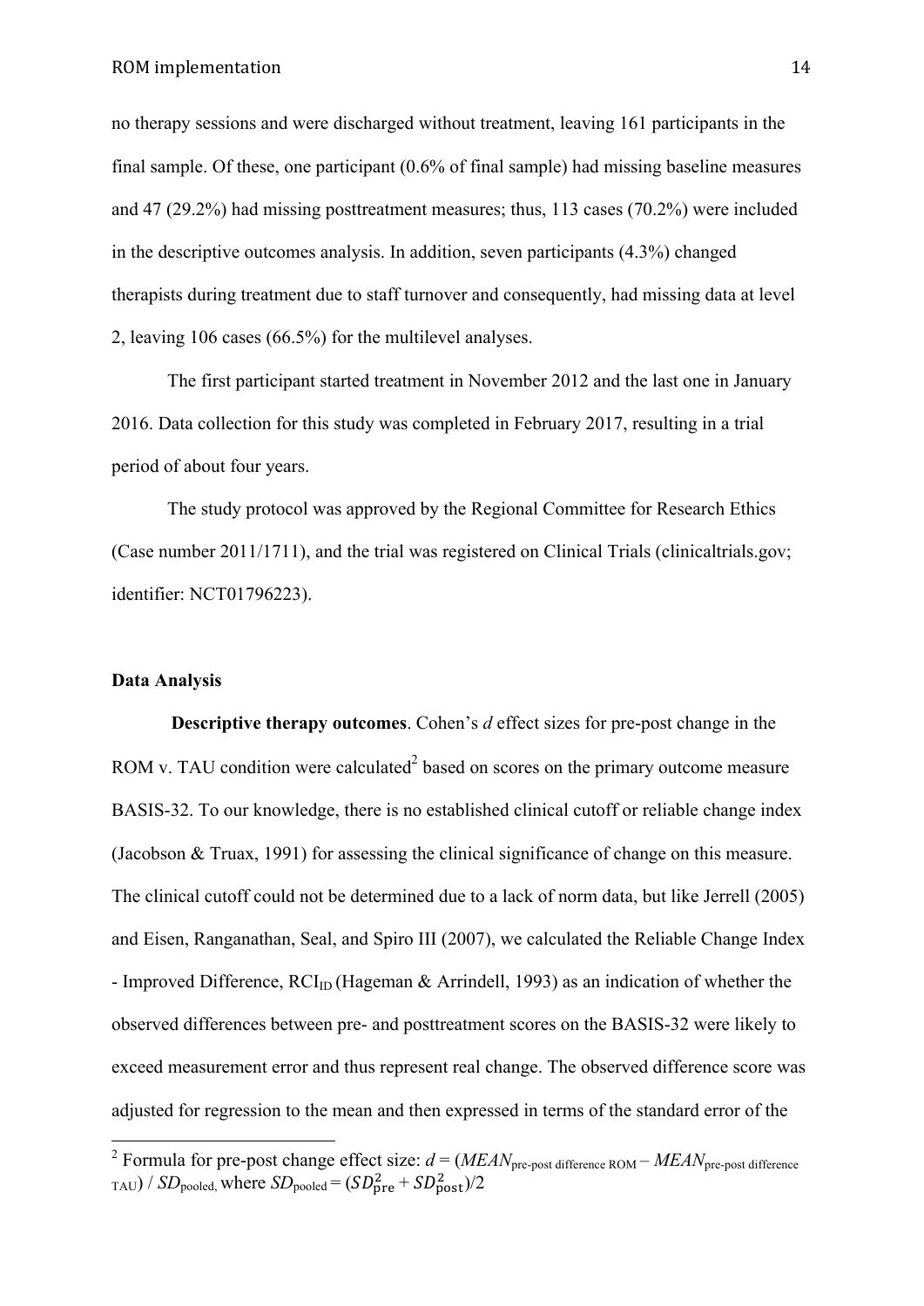no therapy sessions and were discharged without treatment, leaving 161 participants in the final sample. Of these, one participant (0.6% of final sample) had missing baseline measures and 47 (29.2%) had missing posttreatment measures; thus, 113 cases (70.2%) were included in the descriptive outcomes analysis. In addition, seven participants (4.3%) changed therapists during treatment due to staff turnover and consequently, had missing data at level 2, leaving 106 cases (66.5%) for the multilevel analyses.

The first participant started treatment in November 2012 and the last one in January 2016. Data collection for this study was completed in February 2017, resulting in a trial period of about four years.

The study protocol was approved by the Regional Committee for Research Ethics (Case number 2011/1711), and the trial was registered on Clinical Trials (clinicaltrials.gov; identifier: NCT01796223).

### Data Analysis

**Descriptive therapy outcomes**. Cohen's *d* effect sizes for pre-post change in the ROM v. TAU condition were calculated[2] based on scores on the primary outcome measure BASIS-32. To our knowledge, there is no established clinical cutoff or reliable change index (Jacobson & Truax, 1991) for assessing the clinical significance of change on this measure. The clinical cutoff could not be determined due to a lack of norm data, but like Jerrell (2005) and Eisen, Ranganathan, Seal, and Spiro III (2007), we calculated the Reliable Change Index - Improved Difference, $RCI_{ID}$ (Hageman & Arrindell, 1993) as an indication of whether the observed differences between pre- and posttreatment scores on the BASIS-32 were likely to exceed measurement error and thus represent real change. The observed difference score was adjusted for regression to the mean and then expressed in terms of the standard error of the

---

[2] Formula for pre-post change effect size: $d = (MEAN_{\text{pre-post difference ROM}} - MEAN_{\text{pre-post difference TAU}}) / SD_{\text{pooled}}$, where $SD_{\text{pooled}} = (SD_{\text{pre}}^2 + SD_{\text{post}}^2)/2$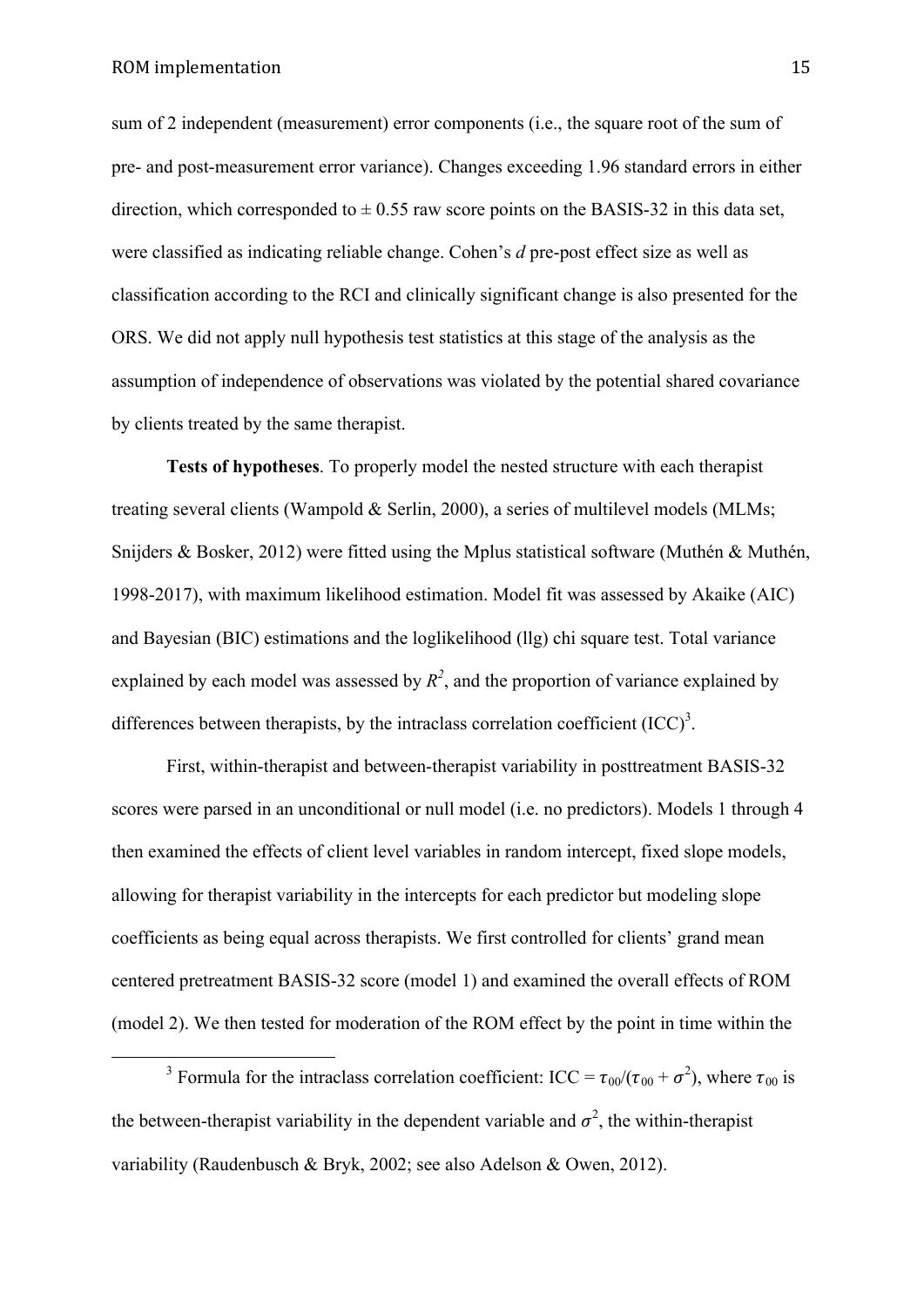sum of 2 independent (measurement) error components (i.e., the square root of the sum of pre- and post-measurement error variance). Changes exceeding 1.96 standard errors in either direction, which corresponded to ± 0.55 raw score points on the BASIS-32 in this data set, were classified as indicating reliable change. Cohen's *d* pre-post effect size as well as classification according to the RCI and clinically significant change is also presented for the ORS. We did not apply null hypothesis test statistics at this stage of the analysis as the assumption of independence of observations was violated by the potential shared covariance by clients treated by the same therapist.

**Tests of hypotheses**. To properly model the nested structure with each therapist treating several clients (Wampold & Serlin, 2000), a series of multilevel models (MLMs; Snijders & Bosker, 2012) were fitted using the Mplus statistical software (Muthén & Muthén, 1998-2017), with maximum likelihood estimation. Model fit was assessed by Akaike (AIC) and Bayesian (BIC) estimations and the loglikelihood (llg) chi square test. Total variance explained by each model was assessed by $R^2$, and the proportion of variance explained by differences between therapists, by the intraclass correlation coefficient (ICC)[3].

First, within-therapist and between-therapist variability in posttreatment BASIS-32 scores were parsed in an unconditional or null model (i.e. no predictors). Models 1 through 4 then examined the effects of client level variables in random intercept, fixed slope models, allowing for therapist variability in the intercepts for each predictor but modeling slope coefficients as being equal across therapists. We first controlled for clients' grand mean centered pretreatment BASIS-32 score (model 1) and examined the overall effects of ROM (model 2). We then tested for moderation of the ROM effect by the point in time within the

[3] Formula for the intraclass correlation coefficient: ICC = $\tau_{00}/(\tau_{00} + \sigma^2)$, where $\tau_{00}$ is the between-therapist variability in the dependent variable and $\sigma^2$, the within-therapist variability (Raudenbusch & Bryk, 2002; see also Adelson & Owen, 2012).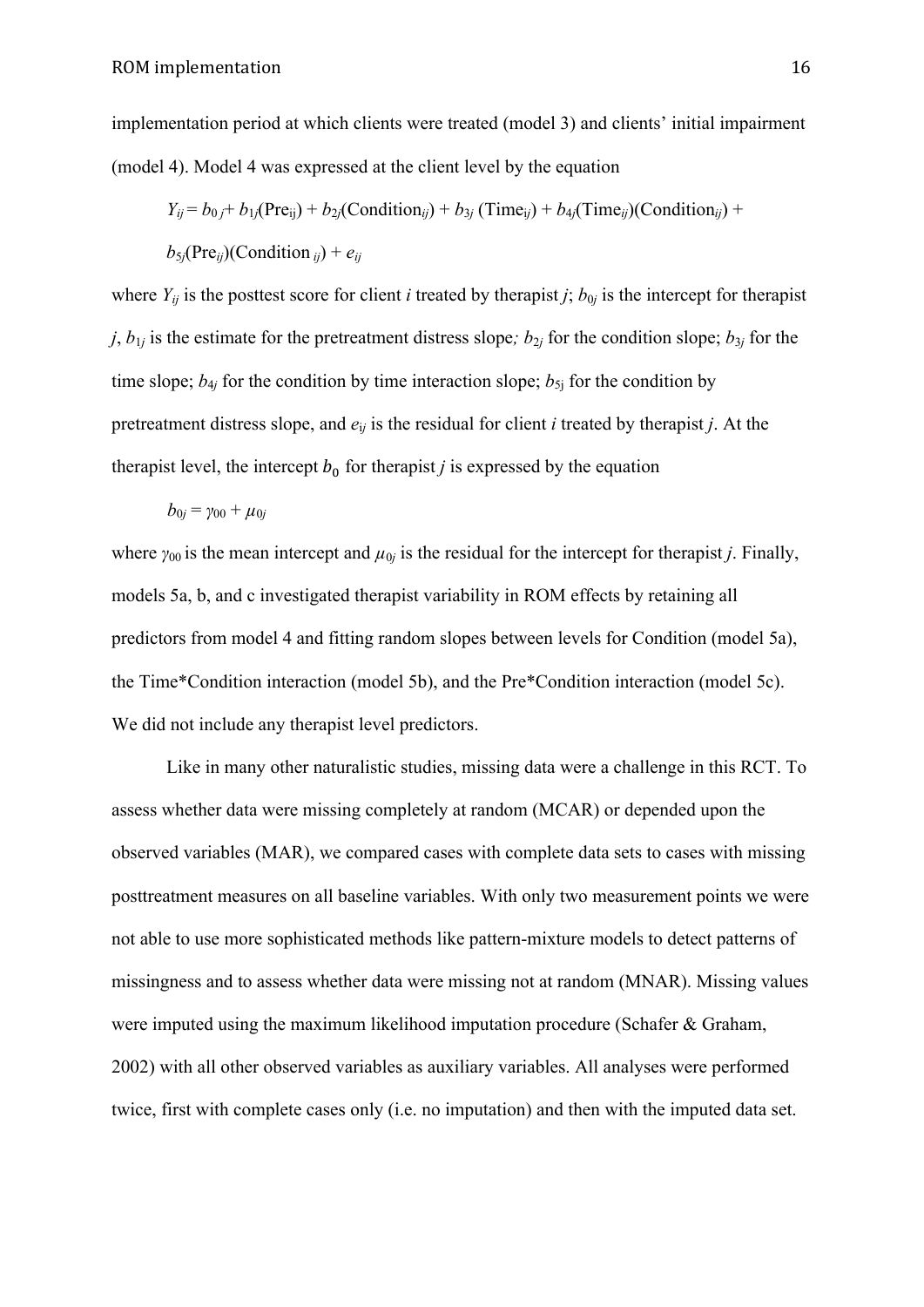implementation period at which clients were treated (model 3) and clients' initial impairment (model 4). Model 4 was expressed at the client level by the equation

$$Y_{ij} = b_{0j} + b_{1j}(\text{Pre}_{ij}) + b_{2j}(\text{Condition}_{ij}) + b_{3j}(\text{Time}_{ij}) + b_{4j}(\text{Time}_{ij})(\text{Condition}_{ij}) + b_{5j}(\text{Pre}_{ij})(\text{Condition}_{ij}) + e_{ij}$$

where $Y_{ij}$ is the posttest score for client *i* treated by therapist *j*; $b_{0j}$ is the intercept for therapist *j*, $b_{1j}$ is the estimate for the pretreatment distress slope*;* $b_{2j}$ for the condition slope; $b_{3j}$ for the time slope; $b_{4j}$ for the condition by time interaction slope; $b_{5j}$ for the condition by pretreatment distress slope, and $e_{ij}$ is the residual for client *i* treated by therapist *j*. At the therapist level, the intercept $b_0$ for therapist *j* is expressed by the equation

$$b_{0j} = \gamma_{00} + \mu_{0j}$$

where $\gamma_{00}$ is the mean intercept and $\mu_{0j}$ is the residual for the intercept for therapist *j*. Finally, models 5a, b, and c investigated therapist variability in ROM effects by retaining all predictors from model 4 and fitting random slopes between levels for Condition (model 5a), the Time*Condition interaction (model 5b), and the Pre*Condition interaction (model 5c). We did not include any therapist level predictors.

Like in many other naturalistic studies, missing data were a challenge in this RCT. To assess whether data were missing completely at random (MCAR) or depended upon the observed variables (MAR), we compared cases with complete data sets to cases with missing posttreatment measures on all baseline variables. With only two measurement points we were not able to use more sophisticated methods like pattern-mixture models to detect patterns of missingness and to assess whether data were missing not at random (MNAR). Missing values were imputed using the maximum likelihood imputation procedure (Schafer & Graham, 2002) with all other observed variables as auxiliary variables. All analyses were performed twice, first with complete cases only (i.e. no imputation) and then with the imputed data set.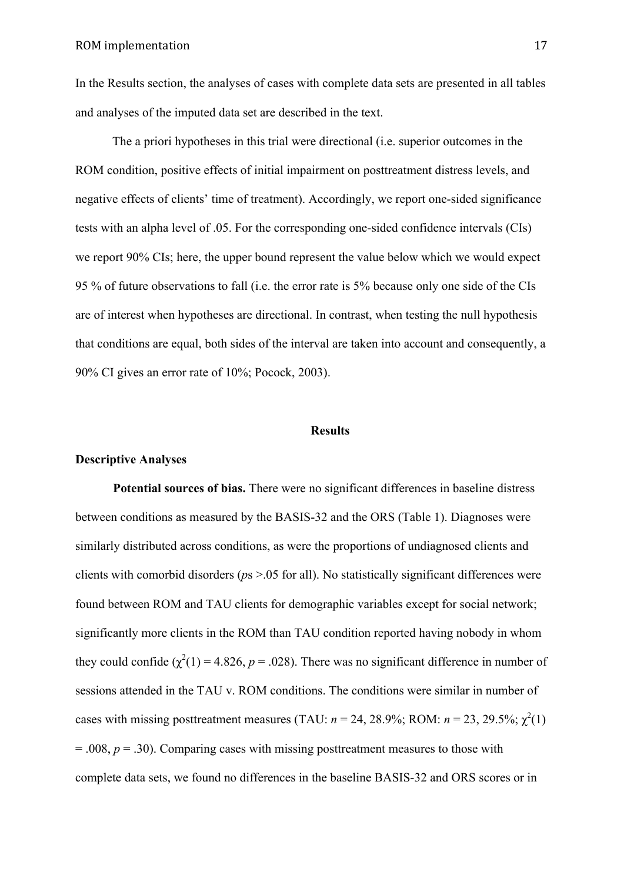In the Results section, the analyses of cases with complete data sets are presented in all tables and analyses of the imputed data set are described in the text.

The a priori hypotheses in this trial were directional (i.e. superior outcomes in the ROM condition, positive effects of initial impairment on posttreatment distress levels, and negative effects of clients' time of treatment). Accordingly, we report one-sided significance tests with an alpha level of .05. For the corresponding one-sided confidence intervals (CIs) we report 90% CIs; here, the upper bound represent the value below which we would expect 95 % of future observations to fall (i.e. the error rate is 5% because only one side of the CIs are of interest when hypotheses are directional. In contrast, when testing the null hypothesis that conditions are equal, both sides of the interval are taken into account and consequently, a 90% CI gives an error rate of 10%; Pocock, 2003).

## Results

### Descriptive Analyses

**Potential sources of bias.** There were no significant differences in baseline distress between conditions as measured by the BASIS-32 and the ORS (Table 1). Diagnoses were similarly distributed across conditions, as were the proportions of undiagnosed clients and clients with comorbid disorders (*p*s >.05 for all). No statistically significant differences were found between ROM and TAU clients for demographic variables except for social network; significantly more clients in the ROM than TAU condition reported having nobody in whom they could confide ($\chi^2(1) = 4.826$, $p = .028$). There was no significant difference in number of sessions attended in the TAU v. ROM conditions. The conditions were similar in number of cases with missing posttreatment measures (TAU: $n = 24$, 28.9%; ROM: $n = 23$, 29.5%; $\chi^2(1) = .008$, $p = .30$). Comparing cases with missing posttreatment measures to those with complete data sets, we found no differences in the baseline BASIS-32 and ORS scores or in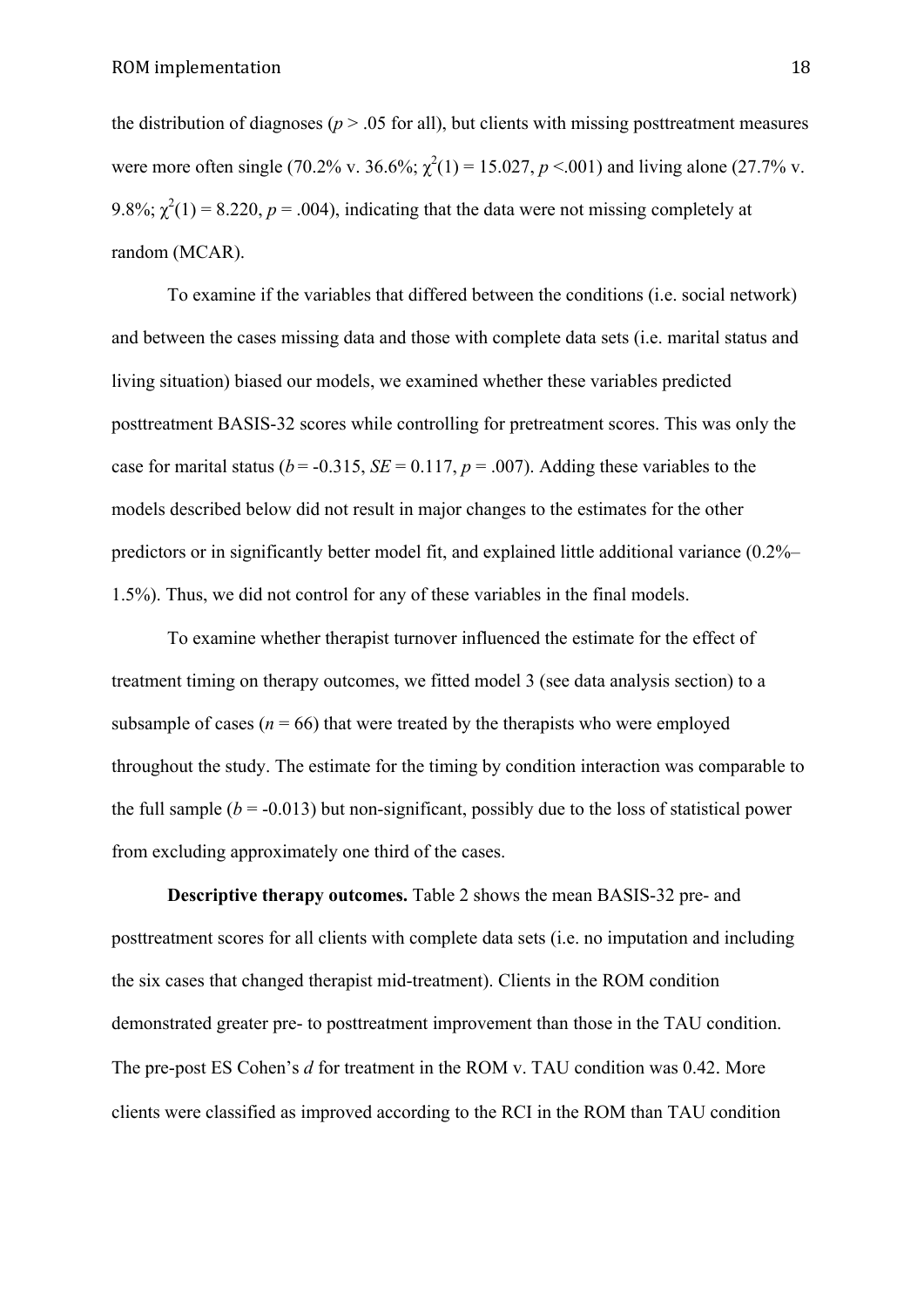the distribution of diagnoses ($p > .05$ for all), but clients with missing posttreatment measures were more often single (70.2% v. 36.6%; $\chi^2(1) = 15.027$, $p < .001$) and living alone (27.7% v. 9.8%; $\chi^2(1) = 8.220$, $p = .004$), indicating that the data were not missing completely at random (MCAR).

To examine if the variables that differed between the conditions (i.e. social network) and between the cases missing data and those with complete data sets (i.e. marital status and living situation) biased our models, we examined whether these variables predicted posttreatment BASIS-32 scores while controlling for pretreatment scores. This was only the case for marital status ($b = -0.315$, $SE = 0.117$, $p = .007$). Adding these variables to the models described below did not result in major changes to the estimates for the other predictors or in significantly better model fit, and explained little additional variance (0.2%–1.5%). Thus, we did not control for any of these variables in the final models.

To examine whether therapist turnover influenced the estimate for the effect of treatment timing on therapy outcomes, we fitted model 3 (see data analysis section) to a subsample of cases ($n = 66$) that were treated by the therapists who were employed throughout the study. The estimate for the timing by condition interaction was comparable to the full sample ($b = -0.013$) but non-significant, possibly due to the loss of statistical power from excluding approximately one third of the cases.

**Descriptive therapy outcomes.** Table 2 shows the mean BASIS-32 pre- and posttreatment scores for all clients with complete data sets (i.e. no imputation and including the six cases that changed therapist mid-treatment). Clients in the ROM condition demonstrated greater pre- to posttreatment improvement than those in the TAU condition. The pre-post ES Cohen's $d$ for treatment in the ROM v. TAU condition was 0.42. More clients were classified as improved according to the RCI in the ROM than TAU condition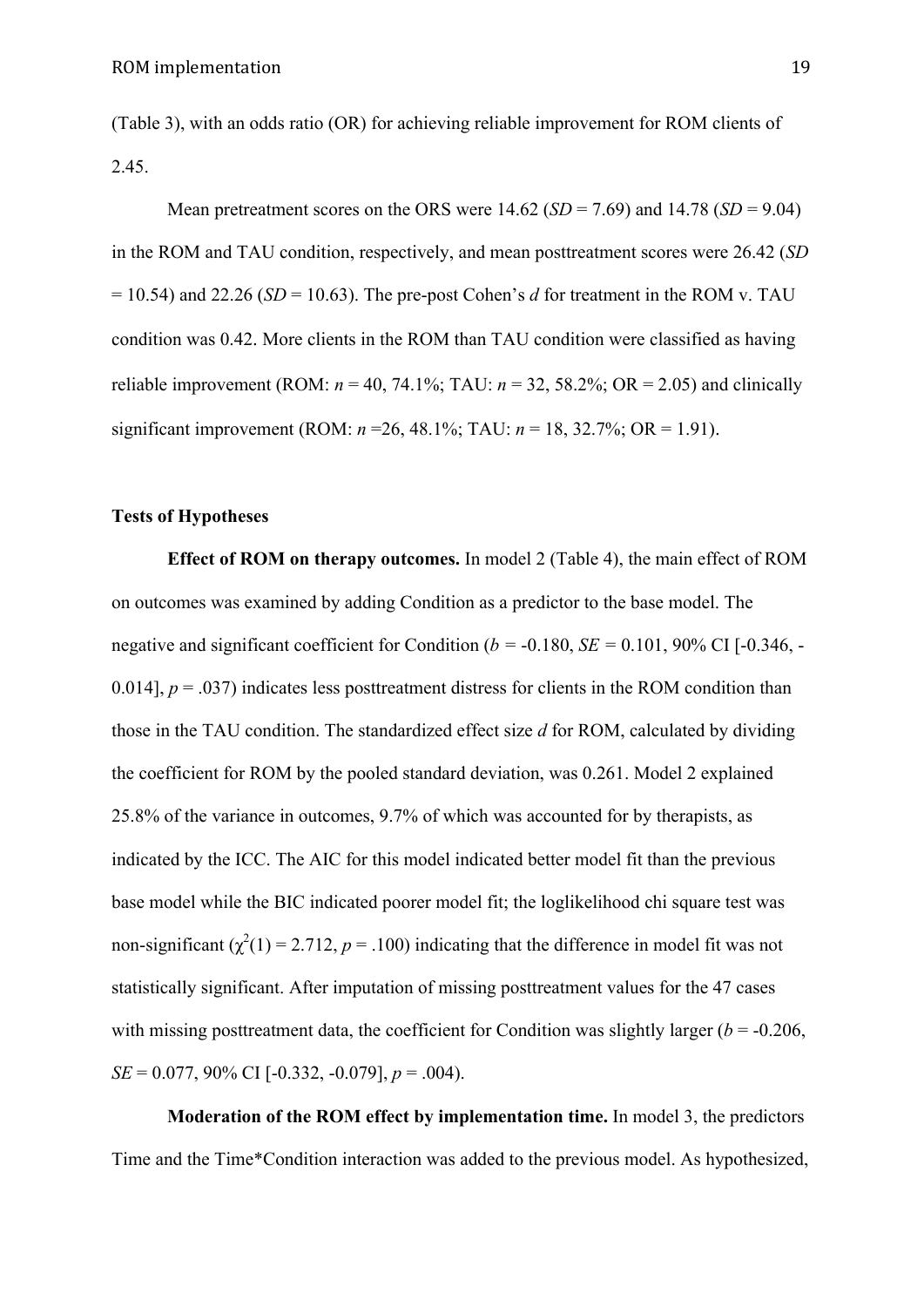(Table 3), with an odds ratio (OR) for achieving reliable improvement for ROM clients of 2.45.

Mean pretreatment scores on the ORS were 14.62 (*SD* = 7.69) and 14.78 (*SD* = 9.04) in the ROM and TAU condition, respectively, and mean posttreatment scores were 26.42 (*SD* = 10.54) and 22.26 (*SD* = 10.63). The pre-post Cohen's *d* for treatment in the ROM v. TAU condition was 0.42. More clients in the ROM than TAU condition were classified as having reliable improvement (ROM: *n* = 40, 74.1%; TAU: *n* = 32, 58.2%; OR = 2.05) and clinically significant improvement (ROM: *n* =26, 48.1%; TAU: *n* = 18, 32.7%; OR = 1.91).

**Tests of Hypotheses**

**Effect of ROM on therapy outcomes.** In model 2 (Table 4), the main effect of ROM on outcomes was examined by adding Condition as a predictor to the base model. The negative and significant coefficient for Condition ($b$ = -0.180, $SE$ = 0.101, 90% CI [-0.346, -0.014], $p$ = .037) indicates less posttreatment distress for clients in the ROM condition than those in the TAU condition. The standardized effect size *d* for ROM, calculated by dividing the coefficient for ROM by the pooled standard deviation, was 0.261. Model 2 explained 25.8% of the variance in outcomes, 9.7% of which was accounted for by therapists, as indicated by the ICC. The AIC for this model indicated better model fit than the previous base model while the BIC indicated poorer model fit; the loglikelihood chi square test was non-significant ($\chi^2(1) = 2.712$, $p$ = .100) indicating that the difference in model fit was not statistically significant. After imputation of missing posttreatment values for the 47 cases with missing posttreatment data, the coefficient for Condition was slightly larger ($b$ = -0.206, $SE$ = 0.077, 90% CI [-0.332, -0.079], $p$ = .004).

**Moderation of the ROM effect by implementation time.** In model 3, the predictors Time and the Time*Condition interaction was added to the previous model. As hypothesized,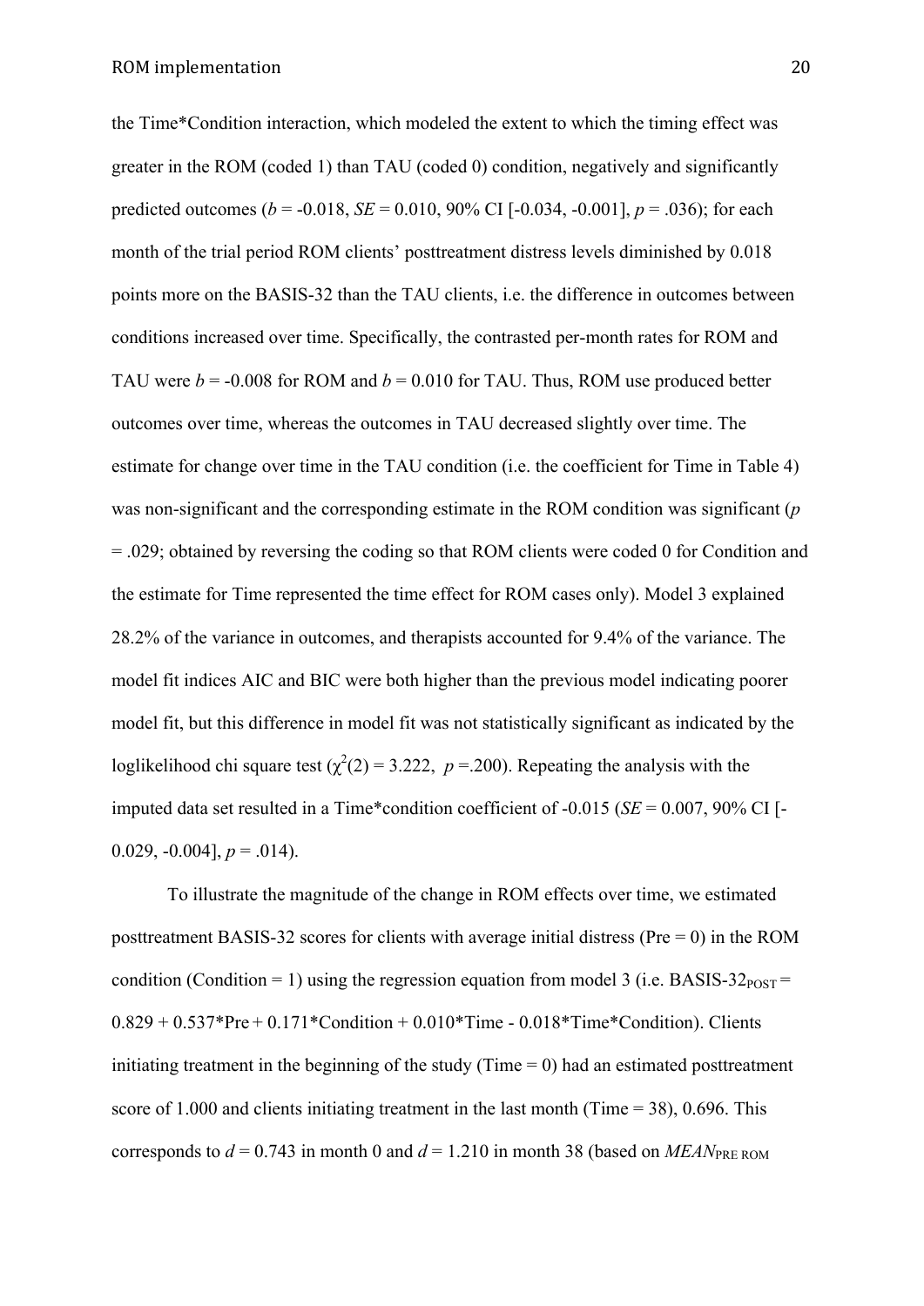the Time*Condition interaction, which modeled the extent to which the timing effect was greater in the ROM (coded 1) than TAU (coded 0) condition, negatively and significantly predicted outcomes (*b* = -0.018, *SE* = 0.010, 90% CI [-0.034, -0.001], *p* = .036); for each month of the trial period ROM clients' posttreatment distress levels diminished by 0.018 points more on the BASIS-32 than the TAU clients, i.e. the difference in outcomes between conditions increased over time. Specifically, the contrasted per-month rates for ROM and TAU were *b* = -0.008 for ROM and *b* = 0.010 for TAU. Thus, ROM use produced better outcomes over time, whereas the outcomes in TAU decreased slightly over time. The estimate for change over time in the TAU condition (i.e. the coefficient for Time in Table 4) was non-significant and the corresponding estimate in the ROM condition was significant (*p* = .029; obtained by reversing the coding so that ROM clients were coded 0 for Condition and the estimate for Time represented the time effect for ROM cases only). Model 3 explained 28.2% of the variance in outcomes, and therapists accounted for 9.4% of the variance. The model fit indices AIC and BIC were both higher than the previous model indicating poorer model fit, but this difference in model fit was not statistically significant as indicated by the loglikelihood chi square test ($\chi^2(2) = 3.222$, $p = .200$). Repeating the analysis with the imputed data set resulted in a Time*condition coefficient of -0.015 (*SE* = 0.007, 90% CI [-0.029, -0.004], *p* = .014).

To illustrate the magnitude of the change in ROM effects over time, we estimated posttreatment BASIS-32 scores for clients with average initial distress (Pre = 0) in the ROM condition (Condition = 1) using the regression equation from model 3 (i.e. $\text{BASIS-32}_{POST} = 0.829 + 0.537 \cdot \text{Pre} + 0.171 \cdot \text{Condition} + 0.010 \cdot \text{Time} - 0.018 \cdot \text{Time} \cdot \text{Condition}$). Clients initiating treatment in the beginning of the study (Time = 0) had an estimated posttreatment score of 1.000 and clients initiating treatment in the last month (Time = 38), 0.696. This corresponds to $d = 0.743$ in month 0 and $d = 1.210$ in month 38 (based on $MEAN_{\text{PRE ROM}}$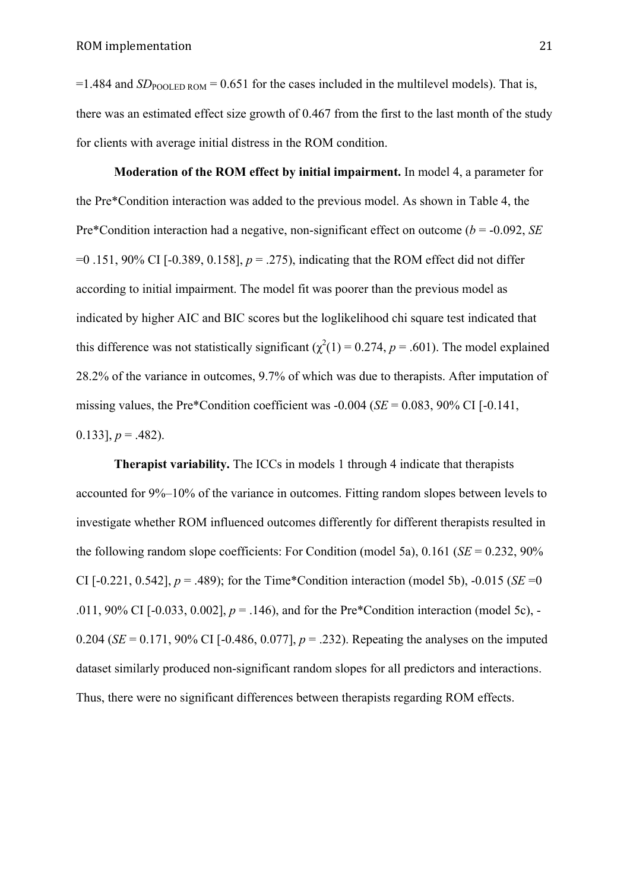=1.484 and $SD_{\text{POOLED ROM}}$ = 0.651 for the cases included in the multilevel models). That is, there was an estimated effect size growth of 0.467 from the first to the last month of the study for clients with average initial distress in the ROM condition.

**Moderation of the ROM effect by initial impairment.** In model 4, a parameter for the Pre*Condition interaction was added to the previous model. As shown in Table 4, the Pre*Condition interaction had a negative, non-significant effect on outcome ($b$ = -0.092, *SE* =0 .151, 90% CI [-0.389, 0.158], $p$ = .275), indicating that the ROM effect did not differ according to initial impairment. The model fit was poorer than the previous model as indicated by higher AIC and BIC scores but the loglikelihood chi square test indicated that this difference was not statistically significant ($\chi^2(1)$ = 0.274, $p$ = .601). The model explained 28.2% of the variance in outcomes, 9.7% of which was due to therapists. After imputation of missing values, the Pre*Condition coefficient was -0.004 (*SE* = 0.083, 90% CI [-0.141, 0.133], $p$ = .482).

**Therapist variability.** The ICCs in models 1 through 4 indicate that therapists accounted for 9%–10% of the variance in outcomes. Fitting random slopes between levels to investigate whether ROM influenced outcomes differently for different therapists resulted in the following random slope coefficients: For Condition (model 5a), 0.161 (*SE* = 0.232, 90% CI [-0.221, 0.542], $p$ = .489); for the Time*Condition interaction (model 5b), -0.015 (*SE* =0 .011, 90% CI [-0.033, 0.002], $p$ = .146), and for the Pre*Condition interaction (model 5c), -0.204 (*SE* = 0.171, 90% CI [-0.486, 0.077], $p$ = .232). Repeating the analyses on the imputed dataset similarly produced non-significant random slopes for all predictors and interactions. Thus, there were no significant differences between therapists regarding ROM effects.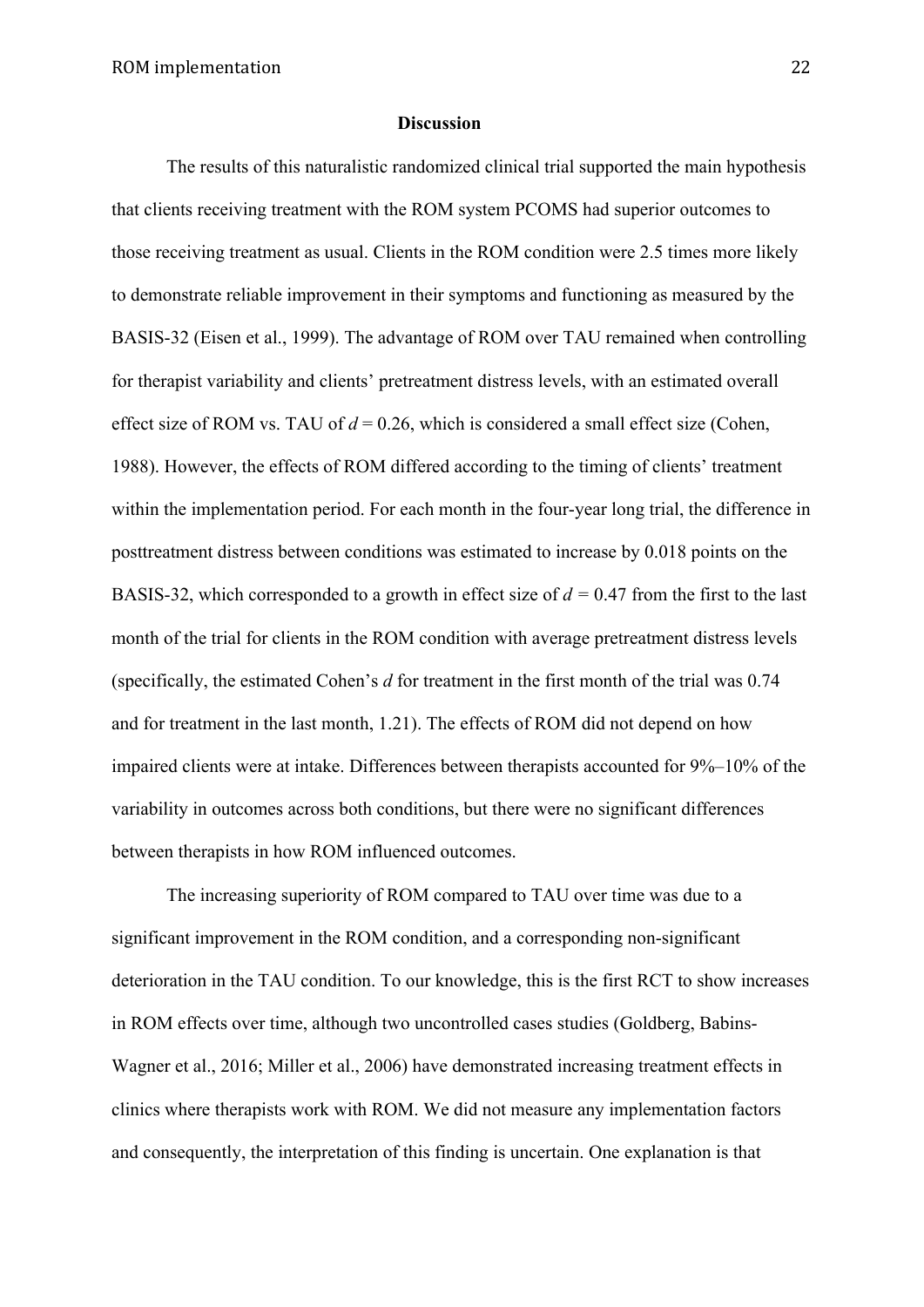# Discussion

The results of this naturalistic randomized clinical trial supported the main hypothesis that clients receiving treatment with the ROM system PCOMS had superior outcomes to those receiving treatment as usual. Clients in the ROM condition were 2.5 times more likely to demonstrate reliable improvement in their symptoms and functioning as measured by the BASIS-32 (Eisen et al., 1999). The advantage of ROM over TAU remained when controlling for therapist variability and clients' pretreatment distress levels, with an estimated overall effect size of ROM vs. TAU of $d = 0.26$, which is considered a small effect size (Cohen, 1988). However, the effects of ROM differed according to the timing of clients' treatment within the implementation period. For each month in the four-year long trial, the difference in posttreatment distress between conditions was estimated to increase by 0.018 points on the BASIS-32, which corresponded to a growth in effect size of $d = 0.47$ from the first to the last month of the trial for clients in the ROM condition with average pretreatment distress levels (specifically, the estimated Cohen's $d$ for treatment in the first month of the trial was 0.74 and for treatment in the last month, 1.21). The effects of ROM did not depend on how impaired clients were at intake. Differences between therapists accounted for 9%–10% of the variability in outcomes across both conditions, but there were no significant differences between therapists in how ROM influenced outcomes.

The increasing superiority of ROM compared to TAU over time was due to a significant improvement in the ROM condition, and a corresponding non-significant deterioration in the TAU condition. To our knowledge, this is the first RCT to show increases in ROM effects over time, although two uncontrolled cases studies (Goldberg, Babins-Wagner et al., 2016; Miller et al., 2006) have demonstrated increasing treatment effects in clinics where therapists work with ROM. We did not measure any implementation factors and consequently, the interpretation of this finding is uncertain. One explanation is that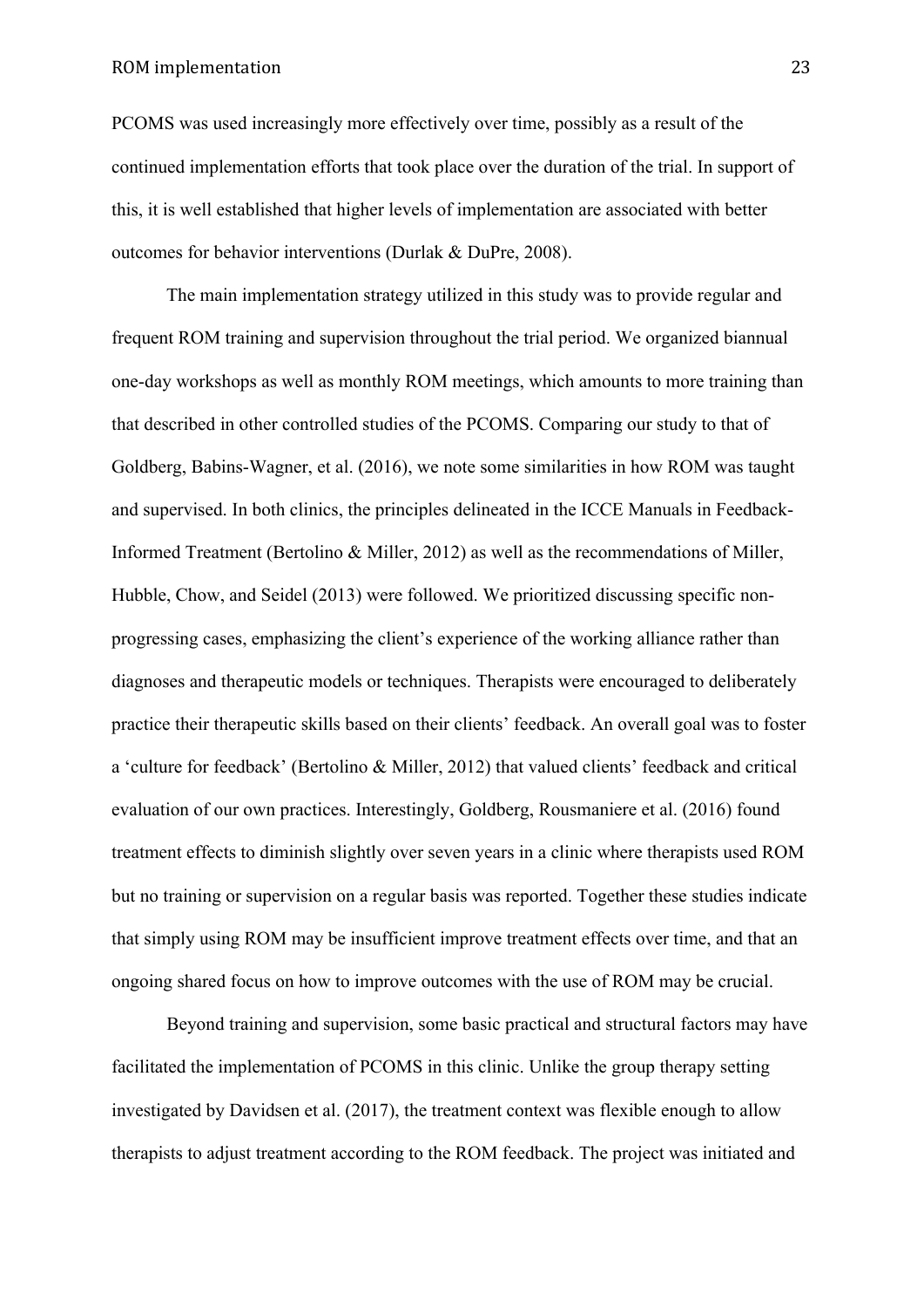PCOMS was used increasingly more effectively over time, possibly as a result of the continued implementation efforts that took place over the duration of the trial. In support of this, it is well established that higher levels of implementation are associated with better outcomes for behavior interventions (Durlak & DuPre, 2008).

The main implementation strategy utilized in this study was to provide regular and frequent ROM training and supervision throughout the trial period. We organized biannual one-day workshops as well as monthly ROM meetings, which amounts to more training than that described in other controlled studies of the PCOMS. Comparing our study to that of Goldberg, Babins-Wagner, et al. (2016), we note some similarities in how ROM was taught and supervised. In both clinics, the principles delineated in the ICCE Manuals in Feedback-Informed Treatment (Bertolino & Miller, 2012) as well as the recommendations of Miller, Hubble, Chow, and Seidel (2013) were followed. We prioritized discussing specific non-progressing cases, emphasizing the client's experience of the working alliance rather than diagnoses and therapeutic models or techniques. Therapists were encouraged to deliberately practice their therapeutic skills based on their clients' feedback. An overall goal was to foster a 'culture for feedback' (Bertolino & Miller, 2012) that valued clients' feedback and critical evaluation of our own practices. Interestingly, Goldberg, Rousmaniere et al. (2016) found treatment effects to diminish slightly over seven years in a clinic where therapists used ROM but no training or supervision on a regular basis was reported. Together these studies indicate that simply using ROM may be insufficient improve treatment effects over time, and that an ongoing shared focus on how to improve outcomes with the use of ROM may be crucial.

Beyond training and supervision, some basic practical and structural factors may have facilitated the implementation of PCOMS in this clinic. Unlike the group therapy setting investigated by Davidsen et al. (2017), the treatment context was flexible enough to allow therapists to adjust treatment according to the ROM feedback. The project was initiated and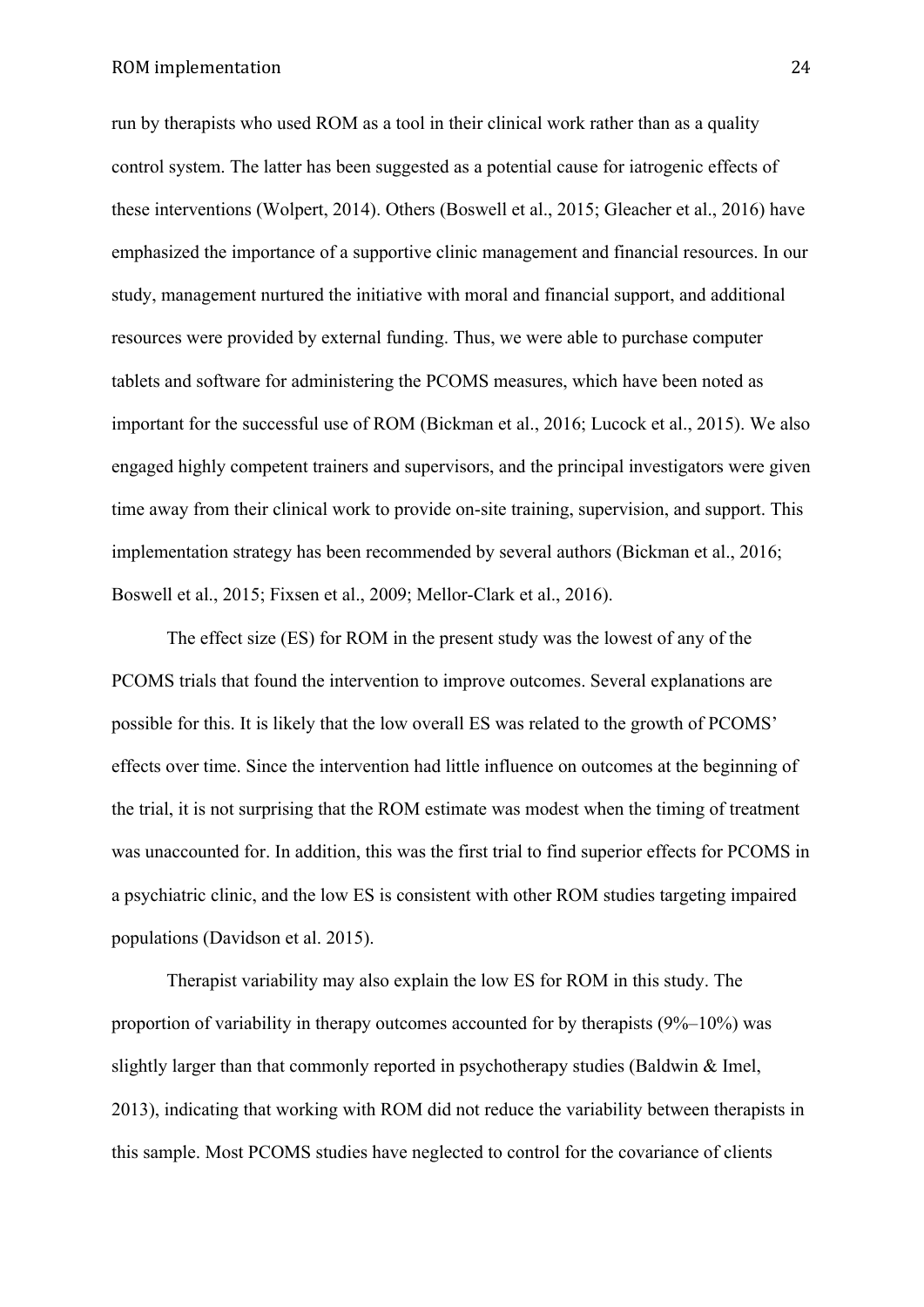run by therapists who used ROM as a tool in their clinical work rather than as a quality control system. The latter has been suggested as a potential cause for iatrogenic effects of these interventions (Wolpert, 2014). Others (Boswell et al., 2015; Gleacher et al., 2016) have emphasized the importance of a supportive clinic management and financial resources. In our study, management nurtured the initiative with moral and financial support, and additional resources were provided by external funding. Thus, we were able to purchase computer tablets and software for administering the PCOMS measures, which have been noted as important for the successful use of ROM (Bickman et al., 2016; Lucock et al., 2015). We also engaged highly competent trainers and supervisors, and the principal investigators were given time away from their clinical work to provide on-site training, supervision, and support. This implementation strategy has been recommended by several authors (Bickman et al., 2016; Boswell et al., 2015; Fixsen et al., 2009; Mellor-Clark et al., 2016).

The effect size (ES) for ROM in the present study was the lowest of any of the PCOMS trials that found the intervention to improve outcomes. Several explanations are possible for this. It is likely that the low overall ES was related to the growth of PCOMS' effects over time. Since the intervention had little influence on outcomes at the beginning of the trial, it is not surprising that the ROM estimate was modest when the timing of treatment was unaccounted for. In addition, this was the first trial to find superior effects for PCOMS in a psychiatric clinic, and the low ES is consistent with other ROM studies targeting impaired populations (Davidson et al. 2015).

Therapist variability may also explain the low ES for ROM in this study. The proportion of variability in therapy outcomes accounted for by therapists (9%–10%) was slightly larger than that commonly reported in psychotherapy studies (Baldwin & Imel, 2013), indicating that working with ROM did not reduce the variability between therapists in this sample. Most PCOMS studies have neglected to control for the covariance of clients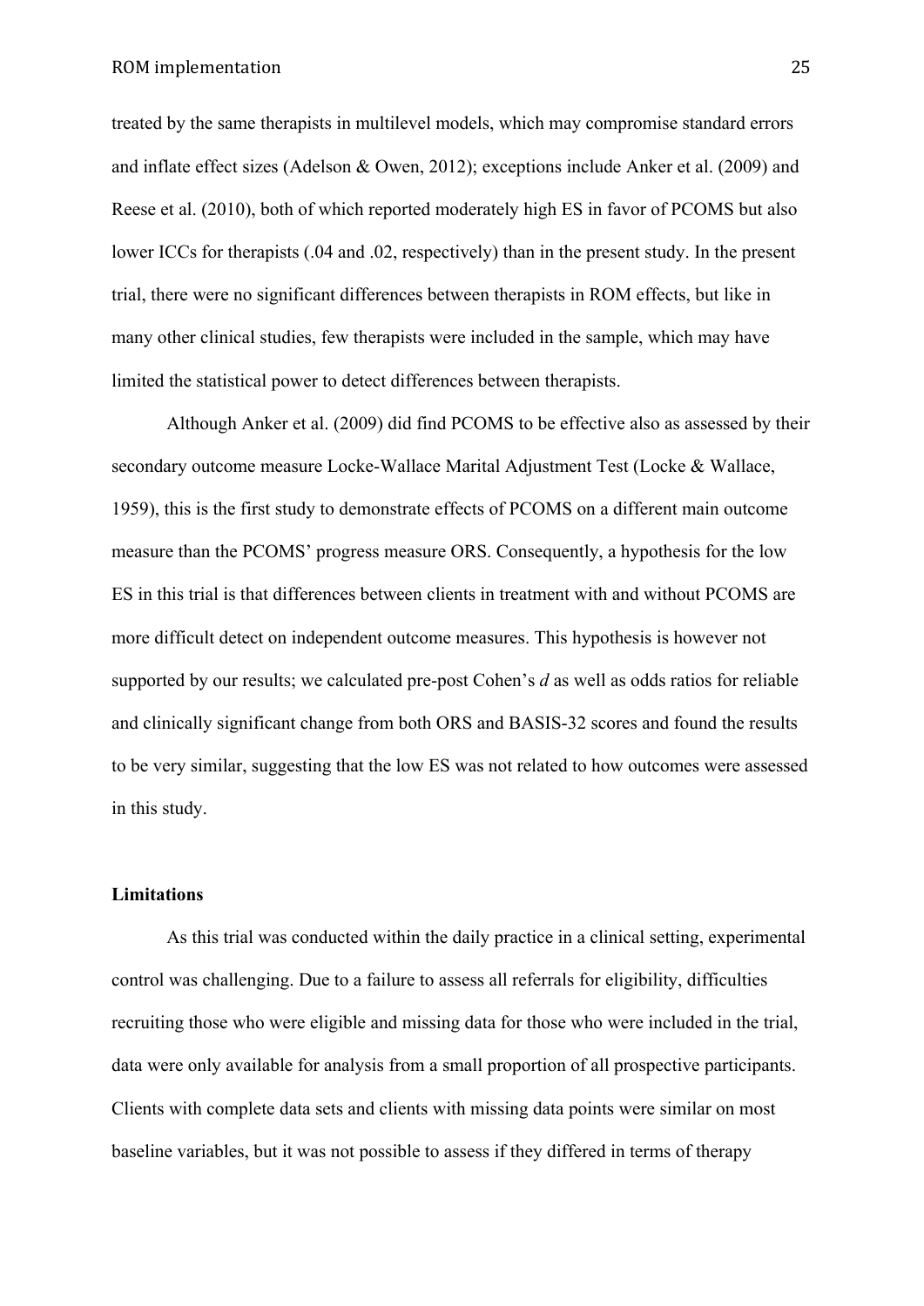treated by the same therapists in multilevel models, which may compromise standard errors and inflate effect sizes (Adelson & Owen, 2012); exceptions include Anker et al. (2009) and Reese et al. (2010), both of which reported moderately high ES in favor of PCOMS but also lower ICCs for therapists (.04 and .02, respectively) than in the present study. In the present trial, there were no significant differences between therapists in ROM effects, but like in many other clinical studies, few therapists were included in the sample, which may have limited the statistical power to detect differences between therapists.

Although Anker et al. (2009) did find PCOMS to be effective also as assessed by their secondary outcome measure Locke-Wallace Marital Adjustment Test (Locke & Wallace, 1959), this is the first study to demonstrate effects of PCOMS on a different main outcome measure than the PCOMS' progress measure ORS. Consequently, a hypothesis for the low ES in this trial is that differences between clients in treatment with and without PCOMS are more difficult detect on independent outcome measures. This hypothesis is however not supported by our results; we calculated pre-post Cohen's *d* as well as odds ratios for reliable and clinically significant change from both ORS and BASIS-32 scores and found the results to be very similar, suggesting that the low ES was not related to how outcomes were assessed in this study.

**Limitations**

As this trial was conducted within the daily practice in a clinical setting, experimental control was challenging. Due to a failure to assess all referrals for eligibility, difficulties recruiting those who were eligible and missing data for those who were included in the trial, data were only available for analysis from a small proportion of all prospective participants. Clients with complete data sets and clients with missing data points were similar on most baseline variables, but it was not possible to assess if they differed in terms of therapy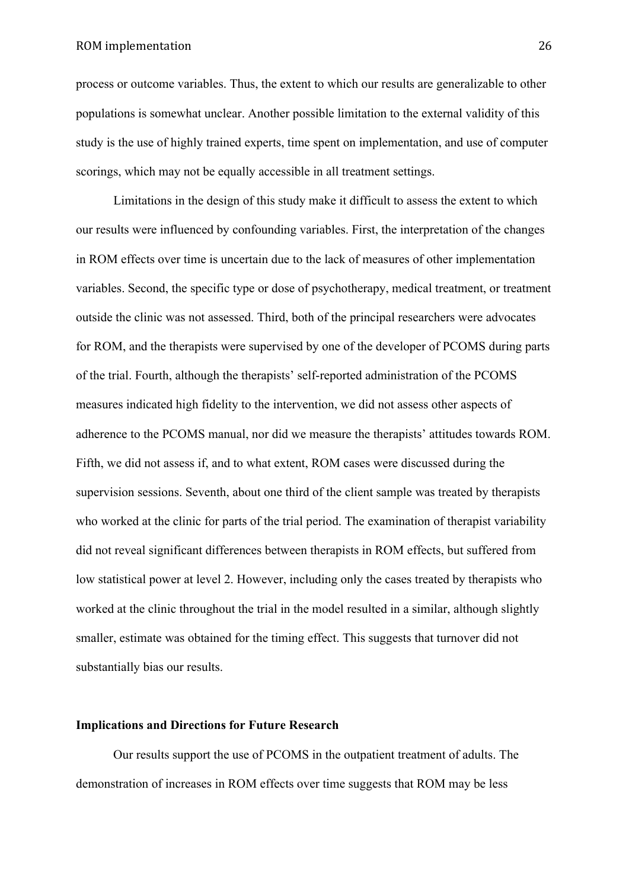process or outcome variables. Thus, the extent to which our results are generalizable to other populations is somewhat unclear. Another possible limitation to the external validity of this study is the use of highly trained experts, time spent on implementation, and use of computer scorings, which may not be equally accessible in all treatment settings.

Limitations in the design of this study make it difficult to assess the extent to which our results were influenced by confounding variables. First, the interpretation of the changes in ROM effects over time is uncertain due to the lack of measures of other implementation variables. Second, the specific type or dose of psychotherapy, medical treatment, or treatment outside the clinic was not assessed. Third, both of the principal researchers were advocates for ROM, and the therapists were supervised by one of the developer of PCOMS during parts of the trial. Fourth, although the therapists' self-reported administration of the PCOMS measures indicated high fidelity to the intervention, we did not assess other aspects of adherence to the PCOMS manual, nor did we measure the therapists' attitudes towards ROM. Fifth, we did not assess if, and to what extent, ROM cases were discussed during the supervision sessions. Seventh, about one third of the client sample was treated by therapists who worked at the clinic for parts of the trial period. The examination of therapist variability did not reveal significant differences between therapists in ROM effects, but suffered from low statistical power at level 2. However, including only the cases treated by therapists who worked at the clinic throughout the trial in the model resulted in a similar, although slightly smaller, estimate was obtained for the timing effect. This suggests that turnover did not substantially bias our results.

## Implications and Directions for Future Research

Our results support the use of PCOMS in the outpatient treatment of adults. The demonstration of increases in ROM effects over time suggests that ROM may be less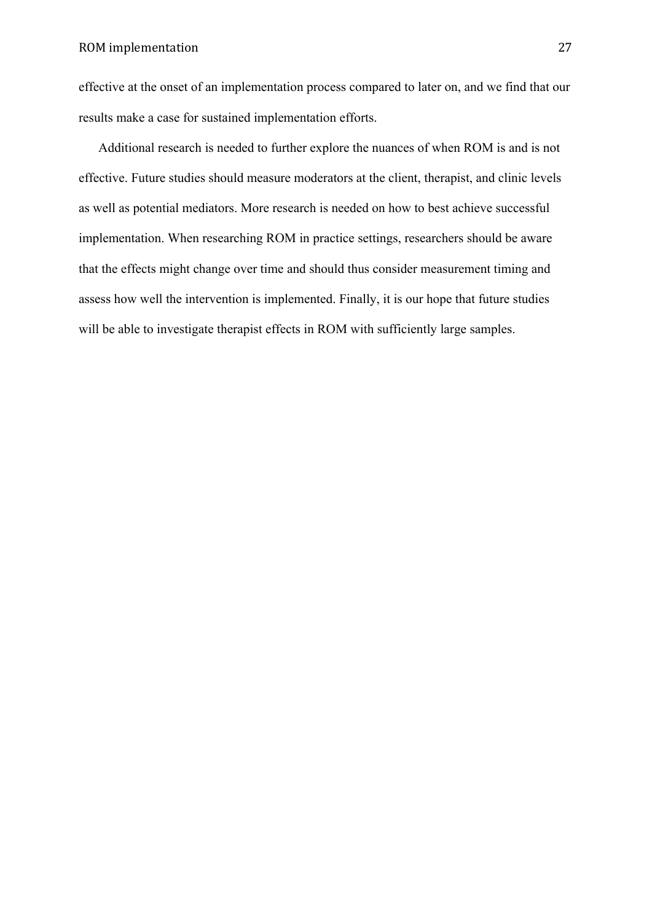effective at the onset of an implementation process compared to later on, and we find that our results make a case for sustained implementation efforts.

Additional research is needed to further explore the nuances of when ROM is and is not effective. Future studies should measure moderators at the client, therapist, and clinic levels as well as potential mediators. More research is needed on how to best achieve successful implementation. When researching ROM in practice settings, researchers should be aware that the effects might change over time and should thus consider measurement timing and assess how well the intervention is implemented. Finally, it is our hope that future studies will be able to investigate therapist effects in ROM with sufficiently large samples.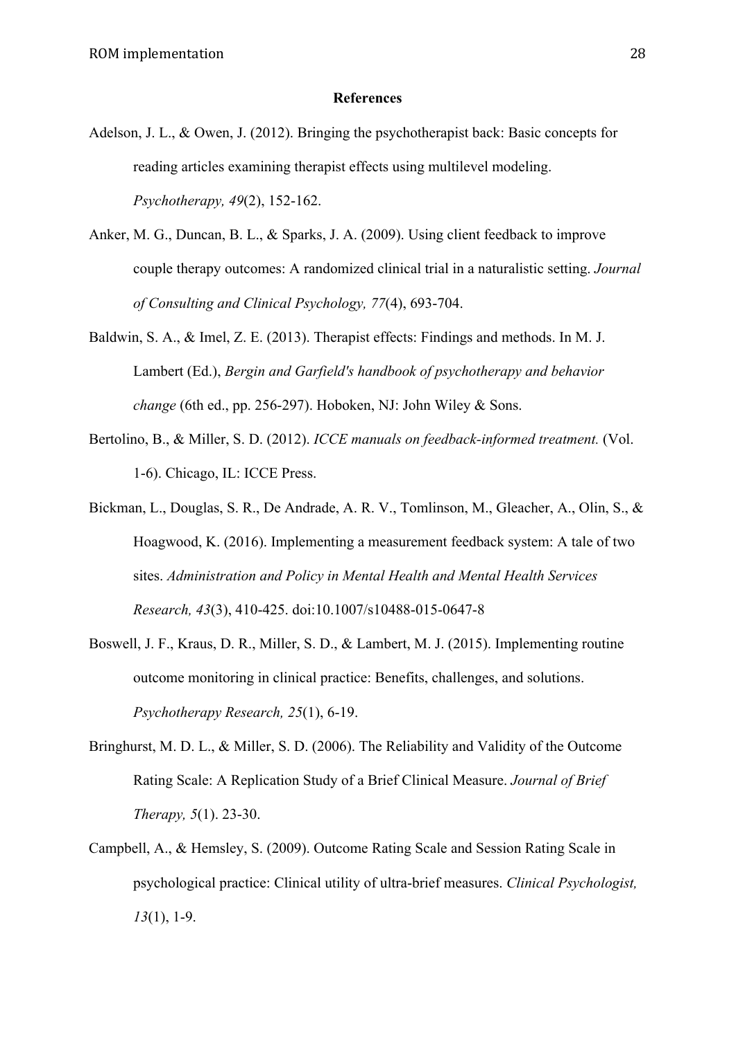# References

Adelson, J. L., & Owen, J. (2012). Bringing the psychotherapist back: Basic concepts for reading articles examining therapist effects using multilevel modeling. *Psychotherapy, 49*(2), 152-162.

Anker, M. G., Duncan, B. L., & Sparks, J. A. (2009). Using client feedback to improve couple therapy outcomes: A randomized clinical trial in a naturalistic setting. *Journal of Consulting and Clinical Psychology, 77*(4), 693-704.

Baldwin, S. A., & Imel, Z. E. (2013). Therapist effects: Findings and methods. In M. J. Lambert (Ed.), *Bergin and Garfield's handbook of psychotherapy and behavior change* (6th ed., pp. 256-297). Hoboken, NJ: John Wiley & Sons.

Bertolino, B., & Miller, S. D. (2012). *ICCE manuals on feedback-informed treatment.* (Vol. 1-6). Chicago, IL: ICCE Press.

Bickman, L., Douglas, S. R., De Andrade, A. R. V., Tomlinson, M., Gleacher, A., Olin, S., & Hoagwood, K. (2016). Implementing a measurement feedback system: A tale of two sites. *Administration and Policy in Mental Health and Mental Health Services Research, 43*(3), 410-425. doi:10.1007/s10488-015-0647-8

Boswell, J. F., Kraus, D. R., Miller, S. D., & Lambert, M. J. (2015). Implementing routine outcome monitoring in clinical practice: Benefits, challenges, and solutions. *Psychotherapy Research, 25*(1), 6-19.

Bringhurst, M. D. L., & Miller, S. D. (2006). The Reliability and Validity of the Outcome Rating Scale: A Replication Study of a Brief Clinical Measure. *Journal of Brief Therapy, 5*(1). 23-30.

Campbell, A., & Hemsley, S. (2009). Outcome Rating Scale and Session Rating Scale in psychological practice: Clinical utility of ultra-brief measures. *Clinical Psychologist, 13*(1), 1-9.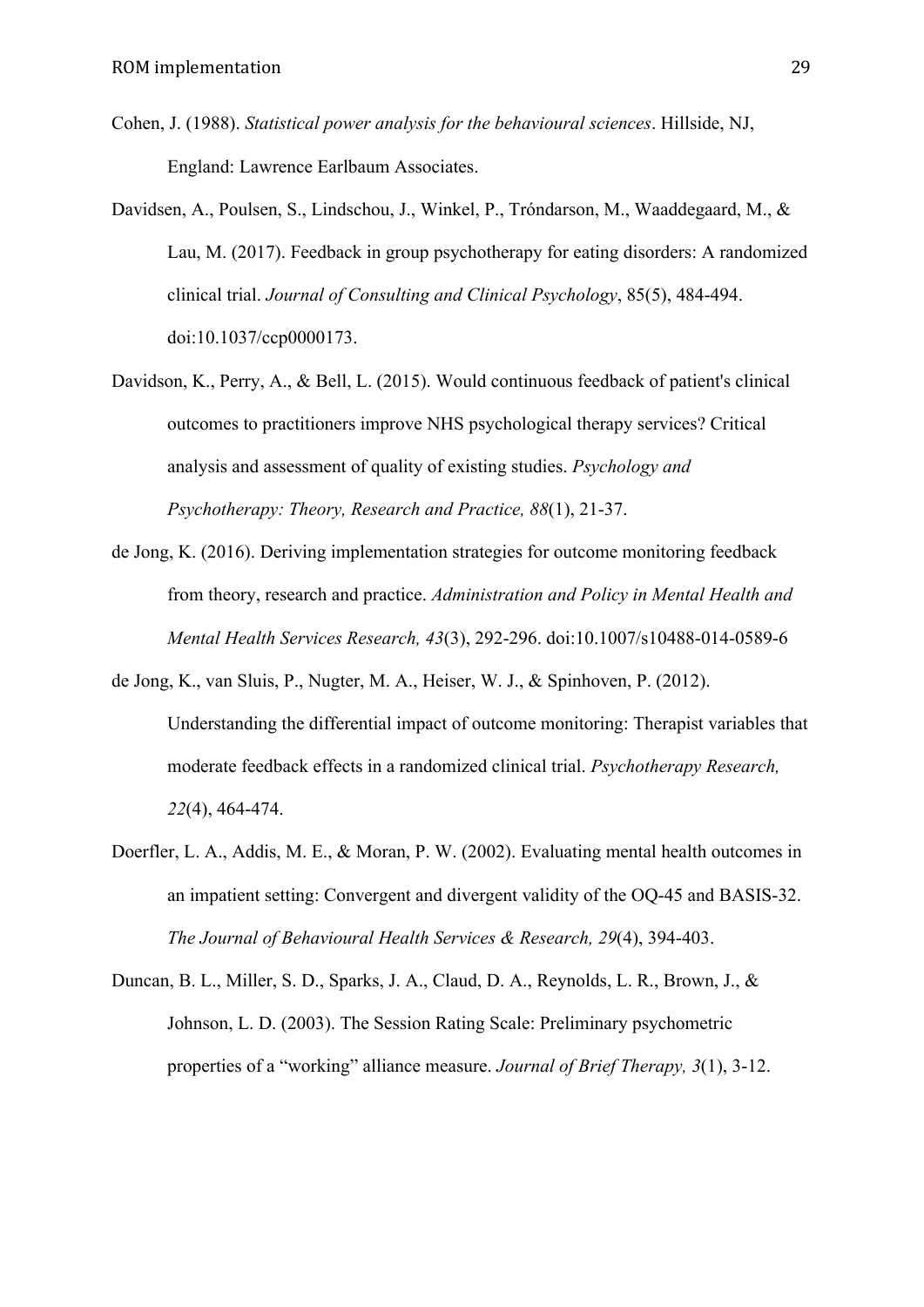Cohen, J. (1988). *Statistical power analysis for the behavioural sciences*. Hillside, NJ, England: Lawrence Earlbaum Associates.

Davidsen, A., Poulsen, S., Lindschou, J., Winkel, P., Tróndarson, M., Waaddegaard, M., & Lau, M. (2017). Feedback in group psychotherapy for eating disorders: A randomized clinical trial. *Journal of Consulting and Clinical Psychology*, 85(5), 484-494. doi:10.1037/ccp0000173.

Davidson, K., Perry, A., & Bell, L. (2015). Would continuous feedback of patient's clinical outcomes to practitioners improve NHS psychological therapy services? Critical analysis and assessment of quality of existing studies. *Psychology and Psychotherapy: Theory, Research and Practice, 88*(1), 21-37.

de Jong, K. (2016). Deriving implementation strategies for outcome monitoring feedback from theory, research and practice. *Administration and Policy in Mental Health and Mental Health Services Research, 43*(3), 292-296. doi:10.1007/s10488-014-0589-6

de Jong, K., van Sluis, P., Nugter, M. A., Heiser, W. J., & Spinhoven, P. (2012). Understanding the differential impact of outcome monitoring: Therapist variables that moderate feedback effects in a randomized clinical trial. *Psychotherapy Research, 22*(4), 464-474.

Doerfler, L. A., Addis, M. E., & Moran, P. W. (2002). Evaluating mental health outcomes in an impatient setting: Convergent and divergent validity of the OQ-45 and BASIS-32. *The Journal of Behavioural Health Services & Research, 29*(4), 394-403.

Duncan, B. L., Miller, S. D., Sparks, J. A., Claud, D. A., Reynolds, L. R., Brown, J., & Johnson, L. D. (2003). The Session Rating Scale: Preliminary psychometric properties of a "working" alliance measure. *Journal of Brief Therapy, 3*(1), 3-12.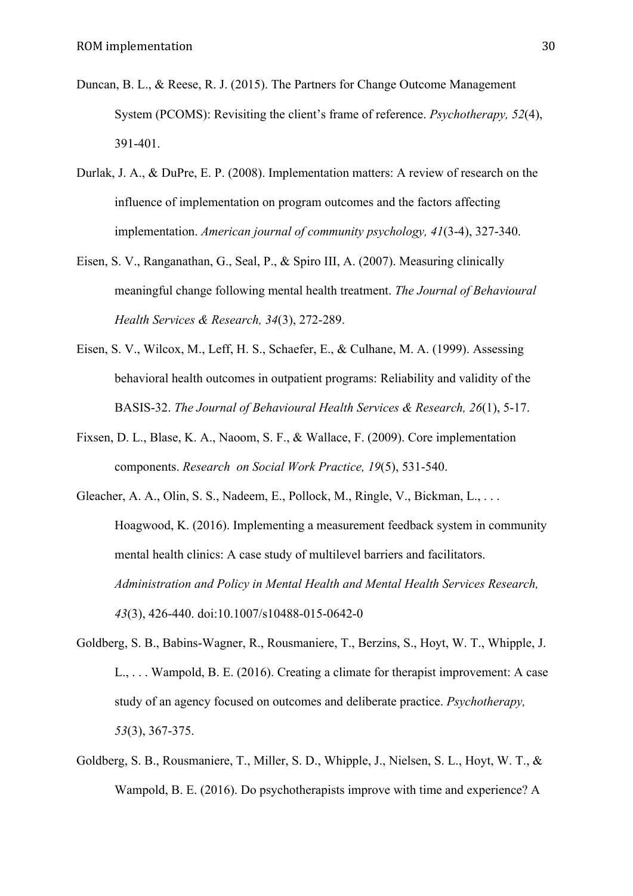Duncan, B. L., & Reese, R. J. (2015). The Partners for Change Outcome Management System (PCOMS): Revisiting the client's frame of reference. *Psychotherapy, 52*(4), 391-401.

Durlak, J. A., & DuPre, E. P. (2008). Implementation matters: A review of research on the influence of implementation on program outcomes and the factors affecting implementation. *American journal of community psychology, 41*(3-4), 327-340.

Eisen, S. V., Ranganathan, G., Seal, P., & Spiro III, A. (2007). Measuring clinically meaningful change following mental health treatment. *The Journal of Behavioural Health Services & Research, 34*(3), 272-289.

Eisen, S. V., Wilcox, M., Leff, H. S., Schaefer, E., & Culhane, M. A. (1999). Assessing behavioral health outcomes in outpatient programs: Reliability and validity of the BASIS-32. *The Journal of Behavioural Health Services & Research, 26*(1), 5-17.

Fixsen, D. L., Blase, K. A., Naoom, S. F., & Wallace, F. (2009). Core implementation components. *Research on Social Work Practice, 19*(5), 531-540.

Gleacher, A. A., Olin, S. S., Nadeem, E., Pollock, M., Ringle, V., Bickman, L., . . . Hoagwood, K. (2016). Implementing a measurement feedback system in community mental health clinics: A case study of multilevel barriers and facilitators. *Administration and Policy in Mental Health and Mental Health Services Research, 43*(3), 426-440. doi:10.1007/s10488-015-0642-0

Goldberg, S. B., Babins-Wagner, R., Rousmaniere, T., Berzins, S., Hoyt, W. T., Whipple, J. L., . . . Wampold, B. E. (2016). Creating a climate for therapist improvement: A case study of an agency focused on outcomes and deliberate practice. *Psychotherapy, 53*(3), 367-375.

Goldberg, S. B., Rousmaniere, T., Miller, S. D., Whipple, J., Nielsen, S. L., Hoyt, W. T., & Wampold, B. E. (2016). Do psychotherapists improve with time and experience? A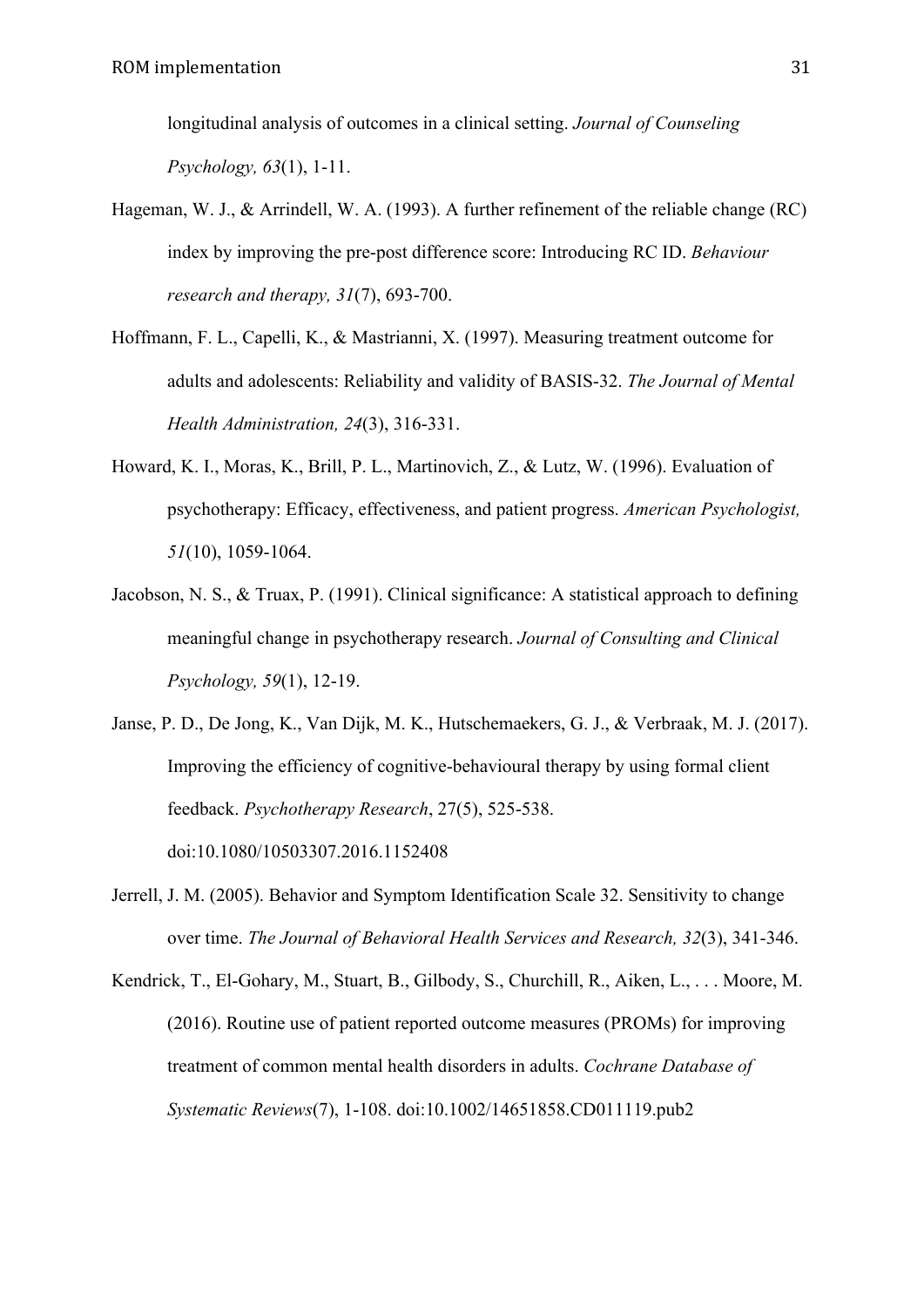longitudinal analysis of outcomes in a clinical setting. *Journal of Counseling Psychology, 63*(1), 1-11.

Hageman, W. J., & Arrindell, W. A. (1993). A further refinement of the reliable change (RC) index by improving the pre-post difference score: Introducing RC ID. *Behaviour research and therapy, 31*(7), 693-700.

Hoffmann, F. L., Capelli, K., & Mastrianni, X. (1997). Measuring treatment outcome for adults and adolescents: Reliability and validity of BASIS-32. *The Journal of Mental Health Administration, 24*(3), 316-331.

Howard, K. I., Moras, K., Brill, P. L., Martinovich, Z., & Lutz, W. (1996). Evaluation of psychotherapy: Efficacy, effectiveness, and patient progress. *American Psychologist, 51*(10), 1059-1064.

Jacobson, N. S., & Truax, P. (1991). Clinical significance: A statistical approach to defining meaningful change in psychotherapy research. *Journal of Consulting and Clinical Psychology, 59*(1), 12-19.

Janse, P. D., De Jong, K., Van Dijk, M. K., Hutschemaekers, G. J., & Verbraak, M. J. (2017). Improving the efficiency of cognitive-behavioural therapy by using formal client feedback. *Psychotherapy Research*, 27(5), 525-538. doi:10.1080/10503307.2016.1152408

Jerrell, J. M. (2005). Behavior and Symptom Identification Scale 32. Sensitivity to change over time. *The Journal of Behavioral Health Services and Research, 32*(3), 341-346.

Kendrick, T., El-Gohary, M., Stuart, B., Gilbody, S., Churchill, R., Aiken, L., . . . Moore, M. (2016). Routine use of patient reported outcome measures (PROMs) for improving treatment of common mental health disorders in adults. *Cochrane Database of Systematic Reviews*(7), 1-108. doi:10.1002/14651858.CD011119.pub2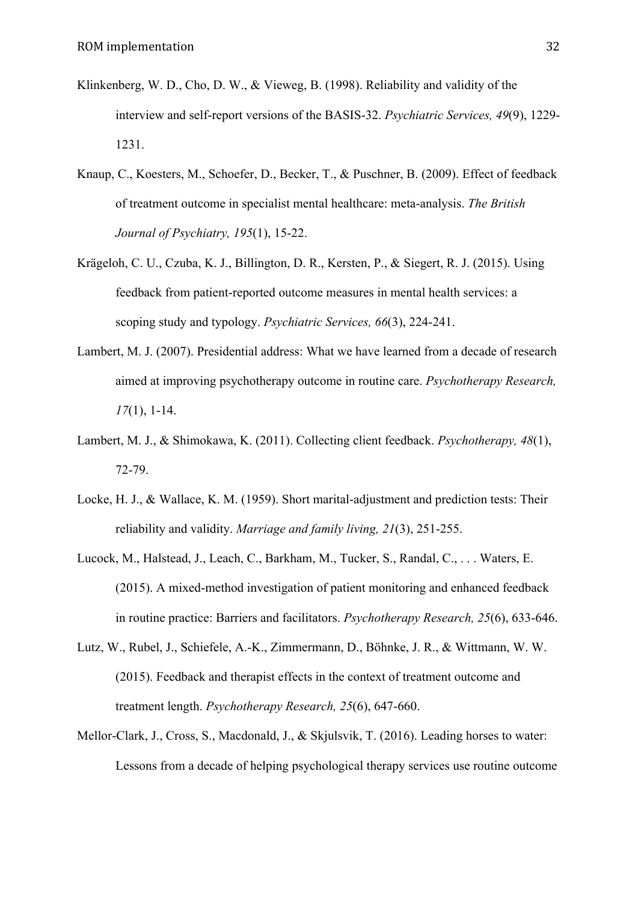Klinkenberg, W. D., Cho, D. W., & Vieweg, B. (1998). Reliability and validity of the interview and self-report versions of the BASIS-32. *Psychiatric Services, 49*(9), 1229-1231.

Knaup, C., Koesters, M., Schoefer, D., Becker, T., & Puschner, B. (2009). Effect of feedback of treatment outcome in specialist mental healthcare: meta-analysis. *The British Journal of Psychiatry, 195*(1), 15-22.

Krägeloh, C. U., Czuba, K. J., Billington, D. R., Kersten, P., & Siegert, R. J. (2015). Using feedback from patient-reported outcome measures in mental health services: a scoping study and typology. *Psychiatric Services, 66*(3), 224-241.

Lambert, M. J. (2007). Presidential address: What we have learned from a decade of research aimed at improving psychotherapy outcome in routine care. *Psychotherapy Research, 17*(1), 1-14.

Lambert, M. J., & Shimokawa, K. (2011). Collecting client feedback. *Psychotherapy, 48*(1), 72-79.

Locke, H. J., & Wallace, K. M. (1959). Short marital-adjustment and prediction tests: Their reliability and validity. *Marriage and family living, 21*(3), 251-255.

Lucock, M., Halstead, J., Leach, C., Barkham, M., Tucker, S., Randal, C., . . . Waters, E. (2015). A mixed-method investigation of patient monitoring and enhanced feedback in routine practice: Barriers and facilitators. *Psychotherapy Research, 25*(6), 633-646.

Lutz, W., Rubel, J., Schiefele, A.-K., Zimmermann, D., Böhnke, J. R., & Wittmann, W. W. (2015). Feedback and therapist effects in the context of treatment outcome and treatment length. *Psychotherapy Research, 25*(6), 647-660.

Mellor-Clark, J., Cross, S., Macdonald, J., & Skjulsvik, T. (2016). Leading horses to water: Lessons from a decade of helping psychological therapy services use routine outcome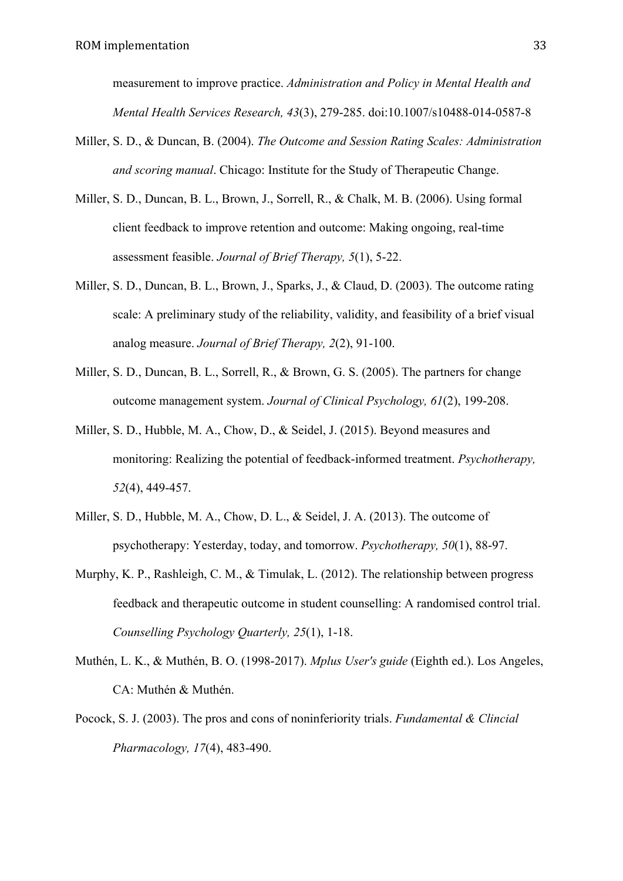measurement to improve practice. *Administration and Policy in Mental Health and Mental Health Services Research, 43*(3), 279-285. doi:10.1007/s10488-014-0587-8

Miller, S. D., & Duncan, B. (2004). *The Outcome and Session Rating Scales: Administration and scoring manual*. Chicago: Institute for the Study of Therapeutic Change.

Miller, S. D., Duncan, B. L., Brown, J., Sorrell, R., & Chalk, M. B. (2006). Using formal client feedback to improve retention and outcome: Making ongoing, real-time assessment feasible. *Journal of Brief Therapy, 5*(1), 5-22.

Miller, S. D., Duncan, B. L., Brown, J., Sparks, J., & Claud, D. (2003). The outcome rating scale: A preliminary study of the reliability, validity, and feasibility of a brief visual analog measure. *Journal of Brief Therapy, 2*(2), 91-100.

Miller, S. D., Duncan, B. L., Sorrell, R., & Brown, G. S. (2005). The partners for change outcome management system. *Journal of Clinical Psychology, 61*(2), 199-208.

Miller, S. D., Hubble, M. A., Chow, D., & Seidel, J. (2015). Beyond measures and monitoring: Realizing the potential of feedback-informed treatment. *Psychotherapy, 52*(4), 449-457.

Miller, S. D., Hubble, M. A., Chow, D. L., & Seidel, J. A. (2013). The outcome of psychotherapy: Yesterday, today, and tomorrow. *Psychotherapy, 50*(1), 88-97.

Murphy, K. P., Rashleigh, C. M., & Timulak, L. (2012). The relationship between progress feedback and therapeutic outcome in student counselling: A randomised control trial. *Counselling Psychology Quarterly, 25*(1), 1-18.

Muthén, L. K., & Muthén, B. O. (1998-2017). *Mplus User's guide* (Eighth ed.). Los Angeles, CA: Muthén & Muthén.

Pocock, S. J. (2003). The pros and cons of noninferiority trials. *Fundamental & Clincial Pharmacology, 17*(4), 483-490.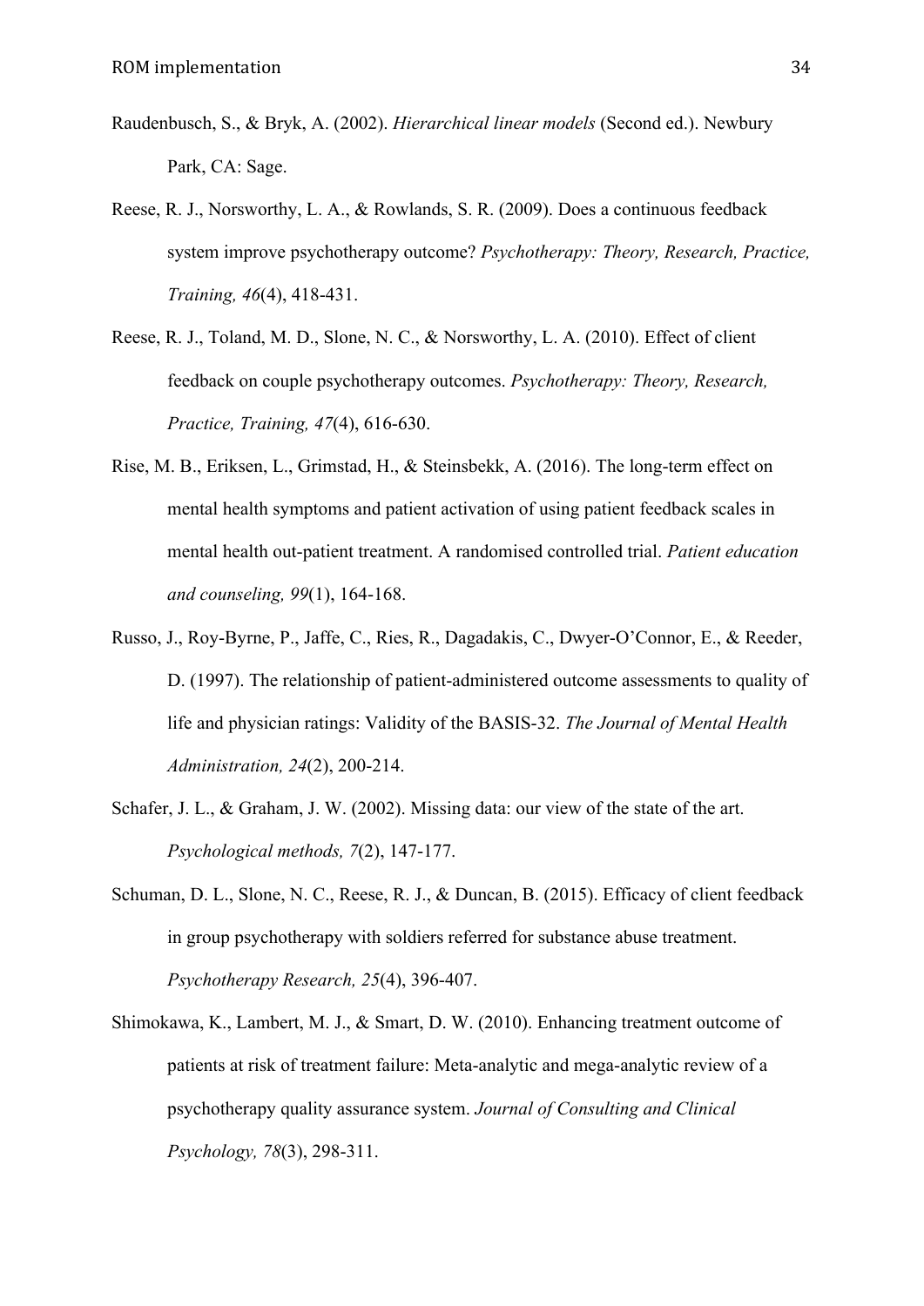Raudenbusch, S., & Bryk, A. (2002). *Hierarchical linear models* (Second ed.). Newbury Park, CA: Sage.

Reese, R. J., Norsworthy, L. A., & Rowlands, S. R. (2009). Does a continuous feedback system improve psychotherapy outcome? *Psychotherapy: Theory, Research, Practice, Training, 46*(4), 418-431.

Reese, R. J., Toland, M. D., Slone, N. C., & Norsworthy, L. A. (2010). Effect of client feedback on couple psychotherapy outcomes. *Psychotherapy: Theory, Research, Practice, Training, 47*(4), 616-630.

Rise, M. B., Eriksen, L., Grimstad, H., & Steinsbekk, A. (2016). The long-term effect on mental health symptoms and patient activation of using patient feedback scales in mental health out-patient treatment. A randomised controlled trial. *Patient education and counseling, 99*(1), 164-168.

Russo, J., Roy-Byrne, P., Jaffe, C., Ries, R., Dagadakis, C., Dwyer-O'Connor, E., & Reeder, D. (1997). The relationship of patient-administered outcome assessments to quality of life and physician ratings: Validity of the BASIS-32. *The Journal of Mental Health Administration, 24*(2), 200-214.

Schafer, J. L., & Graham, J. W. (2002). Missing data: our view of the state of the art. *Psychological methods, 7*(2), 147-177.

Schuman, D. L., Slone, N. C., Reese, R. J., & Duncan, B. (2015). Efficacy of client feedback in group psychotherapy with soldiers referred for substance abuse treatment. *Psychotherapy Research, 25*(4), 396-407.

Shimokawa, K., Lambert, M. J., & Smart, D. W. (2010). Enhancing treatment outcome of patients at risk of treatment failure: Meta-analytic and mega-analytic review of a psychotherapy quality assurance system. *Journal of Consulting and Clinical Psychology, 78*(3), 298-311.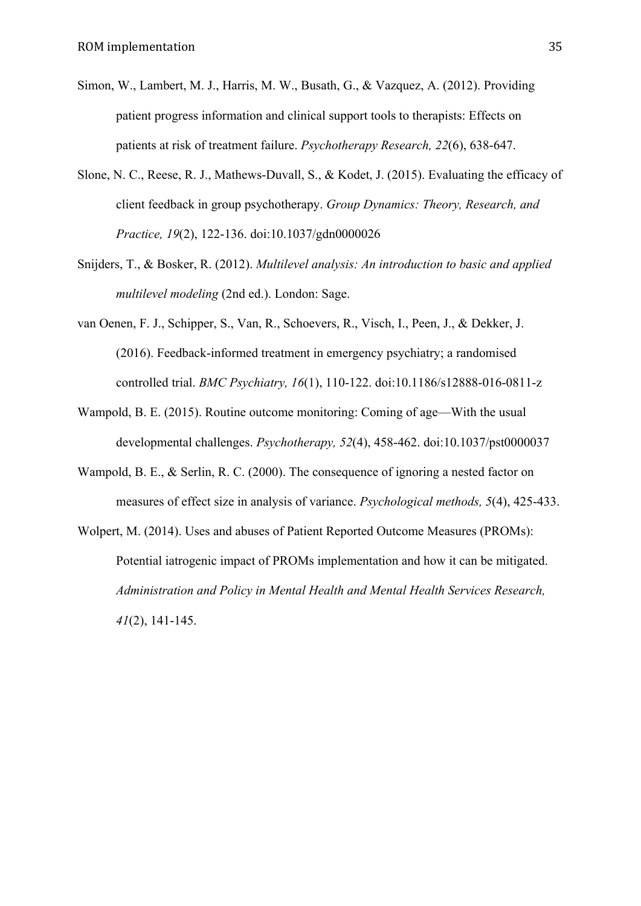Simon, W., Lambert, M. J., Harris, M. W., Busath, G., & Vazquez, A. (2012). Providing patient progress information and clinical support tools to therapists: Effects on patients at risk of treatment failure. *Psychotherapy Research, 22*(6), 638-647.

Slone, N. C., Reese, R. J., Mathews-Duvall, S., & Kodet, J. (2015). Evaluating the efficacy of client feedback in group psychotherapy. *Group Dynamics: Theory, Research, and Practice, 19*(2), 122-136. doi:10.1037/gdn0000026

Snijders, T., & Bosker, R. (2012). *Multilevel analysis: An introduction to basic and applied multilevel modeling* (2nd ed.). London: Sage.

van Oenen, F. J., Schipper, S., Van, R., Schoevers, R., Visch, I., Peen, J., & Dekker, J. (2016). Feedback-informed treatment in emergency psychiatry; a randomised controlled trial. *BMC Psychiatry, 16*(1), 110-122. doi:10.1186/s12888-016-0811-z

Wampold, B. E. (2015). Routine outcome monitoring: Coming of age—With the usual developmental challenges. *Psychotherapy, 52*(4), 458-462. doi:10.1037/pst0000037

Wampold, B. E., & Serlin, R. C. (2000). The consequence of ignoring a nested factor on measures of effect size in analysis of variance. *Psychological methods, 5*(4), 425-433.

Wolpert, M. (2014). Uses and abuses of Patient Reported Outcome Measures (PROMs): Potential iatrogenic impact of PROMs implementation and how it can be mitigated. *Administration and Policy in Mental Health and Mental Health Services Research, 41*(2), 141-145.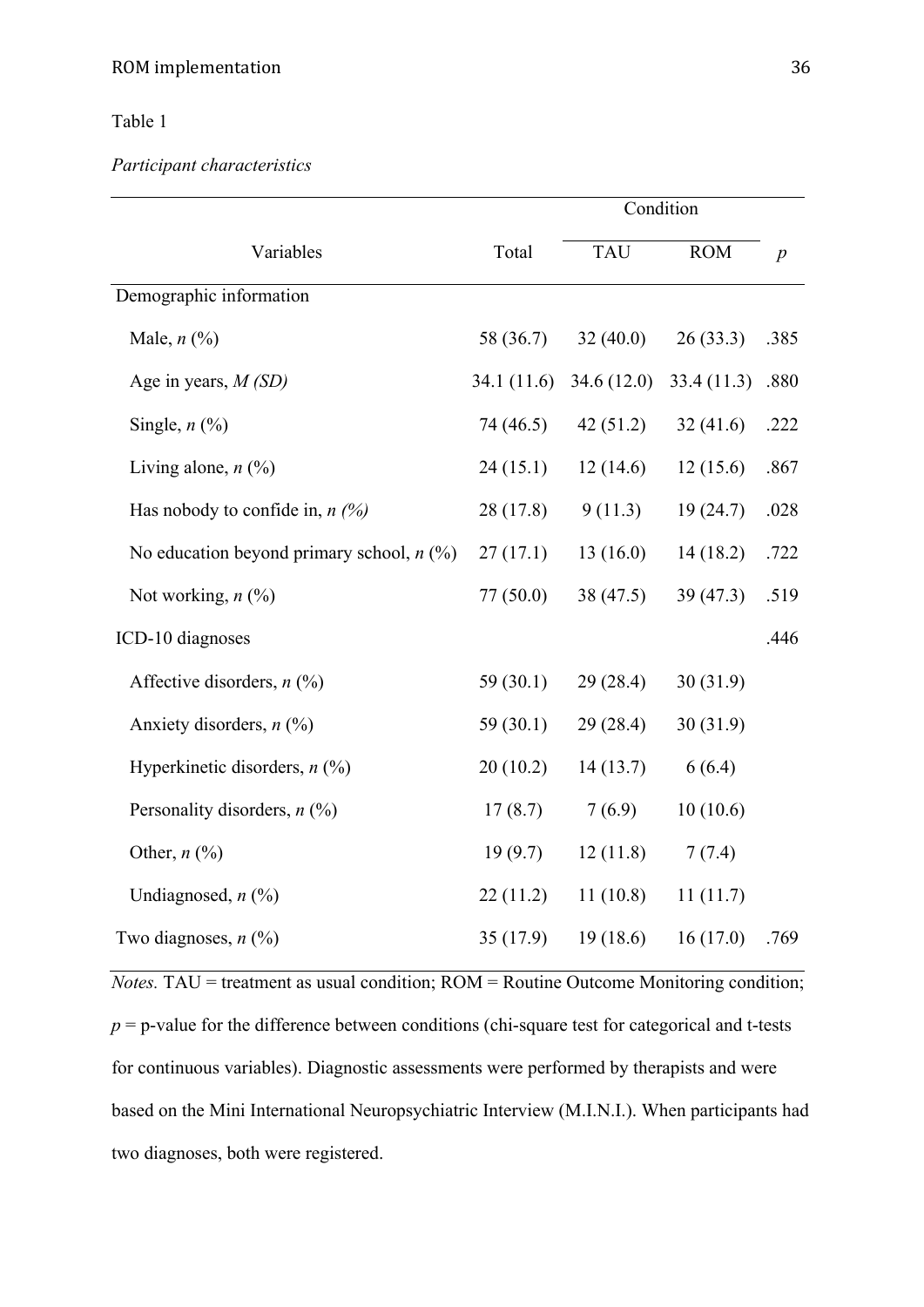Table 1

*Participant characteristics*

| Variables | Total | Condition | | *p* |
|---|---|---|---|---|
| | | TAU | ROM | |
| Demographic information | | | | |
| Male, *n* (%) | 58 (36.7) | 32 (40.0) | 26 (33.3) | .385 |
| Age in years, *M (SD)* | 34.1 (11.6) | 34.6 (12.0) | 33.4 (11.3) | .880 |
| Single, *n* (%) | 74 (46.5) | 42 (51.2) | 32 (41.6) | .222 |
| Living alone, *n* (%) | 24 (15.1) | 12 (14.6) | 12 (15.6) | .867 |
| Has nobody to confide in, *n (%)* | 28 (17.8) | 9 (11.3) | 19 (24.7) | .028 |
| No education beyond primary school, *n* (%) | 27 (17.1) | 13 (16.0) | 14 (18.2) | .722 |
| Not working, *n* (%) | 77 (50.0) | 38 (47.5) | 39 (47.3) | .519 |
| ICD-10 diagnoses | | | | .446 |
| Affective disorders, *n* (%) | 59 (30.1) | 29 (28.4) | 30 (31.9) | |
| Anxiety disorders, *n* (%) | 59 (30.1) | 29 (28.4) | 30 (31.9) | |
| Hyperkinetic disorders, *n* (%) | 20 (10.2) | 14 (13.7) | 6 (6.4) | |
| Personality disorders, *n* (%) | 17 (8.7) | 7 (6.9) | 10 (10.6) | |
| Other, *n* (%) | 19 (9.7) | 12 (11.8) | 7 (7.4) | |
| Undiagnosed, *n* (%) | 22 (11.2) | 11 (10.8) | 11 (11.7) | |
| Two diagnoses, *n* (%) | 35 (17.9) | 19 (18.6) | 16 (17.0) | .769 |

*Notes.* TAU = treatment as usual condition; ROM = Routine Outcome Monitoring condition; *p* = p-value for the difference between conditions (chi-square test for categorical and t-tests for continuous variables). Diagnostic assessments were performed by therapists and were based on the Mini International Neuropsychiatric Interview (M.I.N.I.). When participants had two diagnoses, both were registered.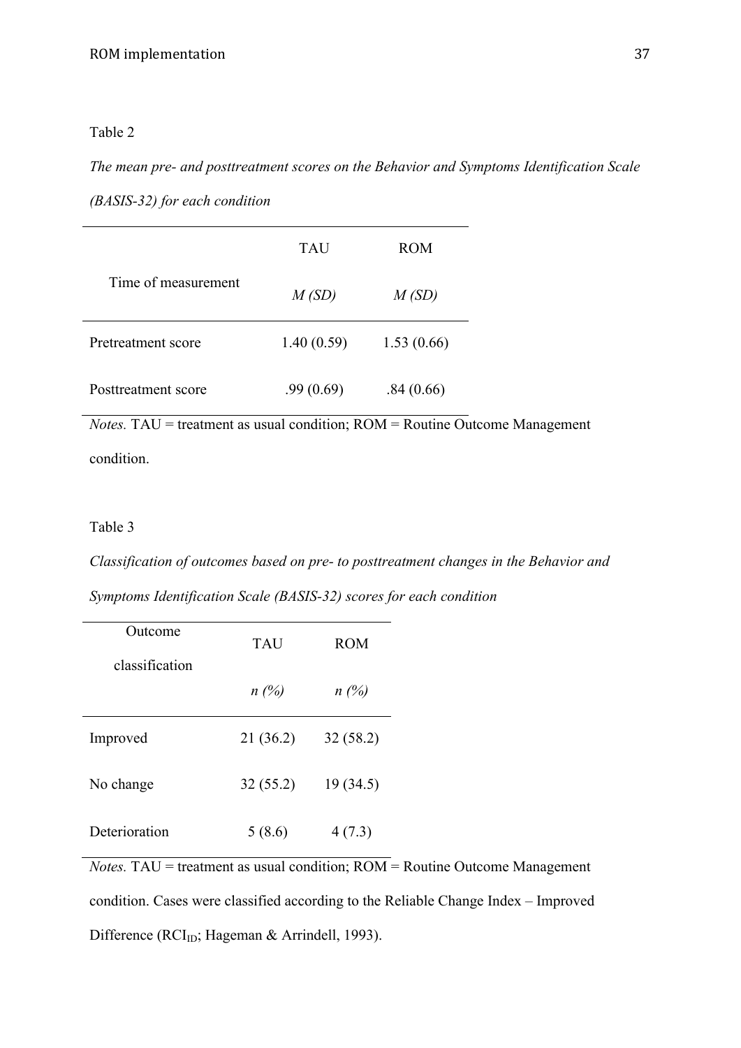Table 2

*The mean pre- and posttreatment scores on the Behavior and Symptoms Identification Scale (BASIS-32) for each condition*

| Time of measurement | TAU | ROM |
|---|---|---|
| | *M (SD)* | *M (SD)* |
| Pretreatment score | 1.40 (0.59) | 1.53 (0.66) |
| Posttreatment score | .99 (0.69) | .84 (0.66) |

*Notes.* TAU = treatment as usual condition; ROM = Routine Outcome Management condition.

Table 3

*Classification of outcomes based on pre- to posttreatment changes in the Behavior and Symptoms Identification Scale (BASIS-32) scores for each condition*

| Outcome classification | TAU | ROM |
|---|---|---|
| | *n (%)* | *n (%)* |
| Improved | 21 (36.2) | 32 (58.2) |
| No change | 32 (55.2) | 19 (34.5) |
| Deterioration | 5 (8.6) | 4 (7.3) |

*Notes.* TAU = treatment as usual condition; ROM = Routine Outcome Management condition. Cases were classified according to the Reliable Change Index – Improved Difference ($RCI_{ID}$; Hageman & Arrindell, 1993).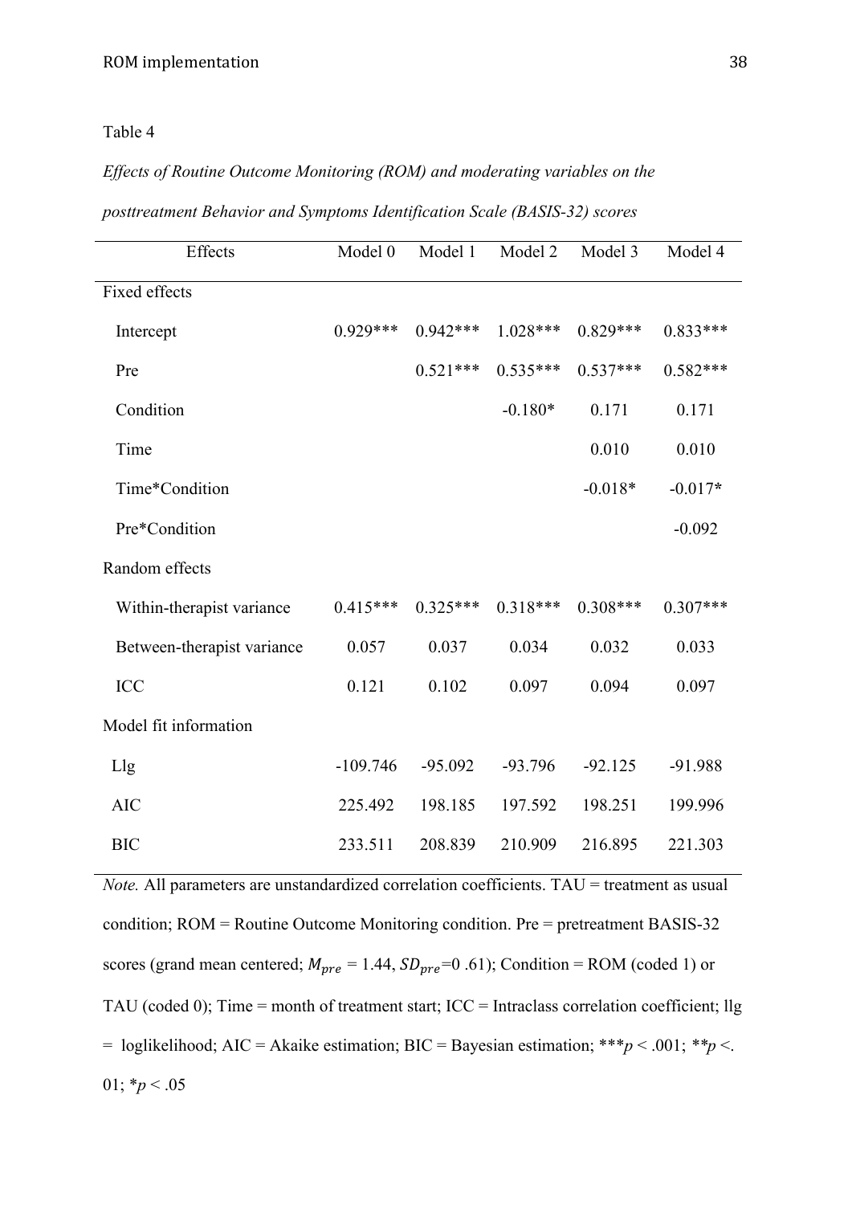Table 4

*Effects of Routine Outcome Monitoring (ROM) and moderating variables on the posttreatment Behavior and Symptoms Identification Scale (BASIS-32) scores*

| Effects | Model 0 | Model 1 | Model 2 | Model 3 | Model 4 |
|---|---|---|---|---|---|
| Fixed effects | | | | | |
| Intercept | 0.929*** | 0.942*** | 1.028*** | 0.829*** | 0.833*** |
| Pre | | 0.521*** | 0.535*** | 0.537*** | 0.582*** |
| Condition | | | -0.180* | 0.171 | 0.171 |
| Time | | | | 0.010 | 0.010 |
| Time*Condition | | | | -0.018* | -0.017* |
| Pre*Condition | | | | | -0.092 |
| Random effects | | | | | |
| Within-therapist variance | 0.415*** | 0.325*** | 0.318*** | 0.308*** | 0.307*** |
| Between-therapist variance | 0.057 | 0.037 | 0.034 | 0.032 | 0.033 |
| ICC | 0.121 | 0.102 | 0.097 | 0.094 | 0.097 |
| Model fit information | | | | | |
| Llg | -109.746 | -95.092 | -93.796 | -92.125 | -91.988 |
| AIC | 225.492 | 198.185 | 197.592 | 198.251 | 199.996 |
| BIC | 233.511 | 208.839 | 210.909 | 216.895 | 221.303 |

*Note.* All parameters are unstandardized correlation coefficients. TAU = treatment as usual condition; ROM = Routine Outcome Monitoring condition. Pre = pretreatment BASIS-32 scores (grand mean centered; $M_{pre}$ = 1.44, $SD_{pre}$=0 .61); Condition = ROM (coded 1) or TAU (coded 0); Time = month of treatment start; ICC = Intraclass correlation coefficient; llg = loglikelihood; AIC = Akaike estimation; BIC = Bayesian estimation; ***$p$ < .001; **$p$ <. 01; *$p$ < .05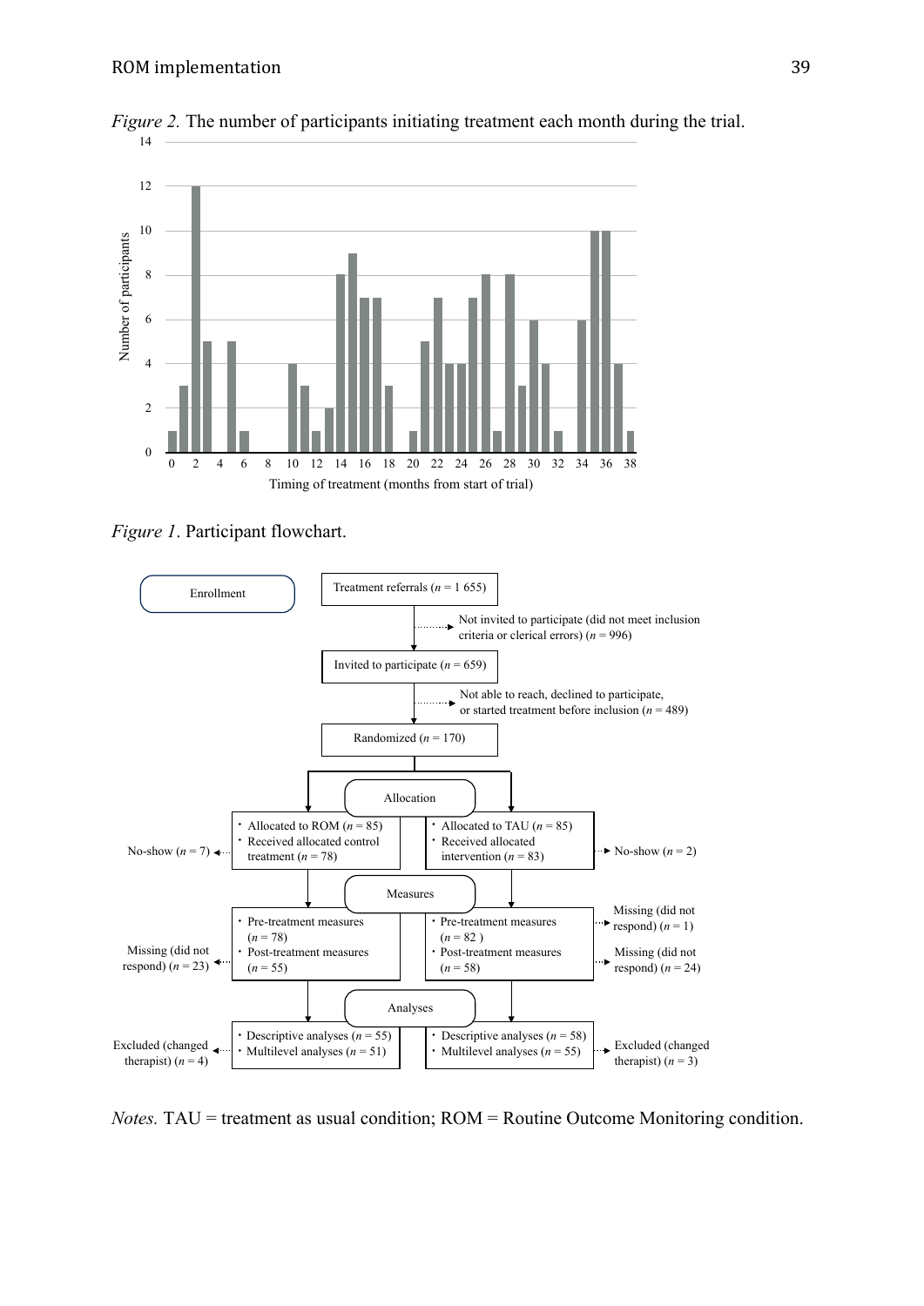*Figure 2.* The number of participants initiating treatment each month during the trial.

Number of participants

0
2
4
6
8
10
12
14

0 2 4 6 8 10 12 14 16 18 20 22 24 26 28 30 32 34 36 38

Timing of treatment (months from start of trial)

*Figure 1*. Participant flowchart.

Enrollment

Treatment referrals (*n* = 1 655)

Not invited to participate (did not meet inclusion criteria or clerical errors) (*n* = 996)

Invited to participate (*n* = 659)

Not able to reach, declined to participate, or started treatment before inclusion (*n* = 489)

Randomized (*n* = 170)

Allocation

- Allocated to ROM (*n* = 85)
- Received allocated control treatment (*n* = 78)

No-show (*n* = 7)

- Allocated to TAU (*n* = 85)
- Received allocated intervention (*n* = 83)

No-show (*n* = 2)

Measures

- Pre-treatment measures (*n* = 78)
- Post-treatment measures (*n* = 55)

Missing (did not respond) (*n* = 23)

- Pre-treatment measures (*n* = 82 )
- Post-treatment measures (*n* = 58)

Missing (did not respond) (*n* = 1)

Missing (did not respond) (*n* = 24)

Analyses

- Descriptive analyses (*n* = 55)
- Multilevel analyses (*n* = 51)

Excluded (changed therapist) (*n* = 4)

- Descriptive analyses (*n* = 58)
- Multilevel analyses (*n* = 55)

Excluded (changed therapist) (*n* = 3)

*Notes.* TAU = treatment as usual condition; ROM = Routine Outcome Monitoring condition.